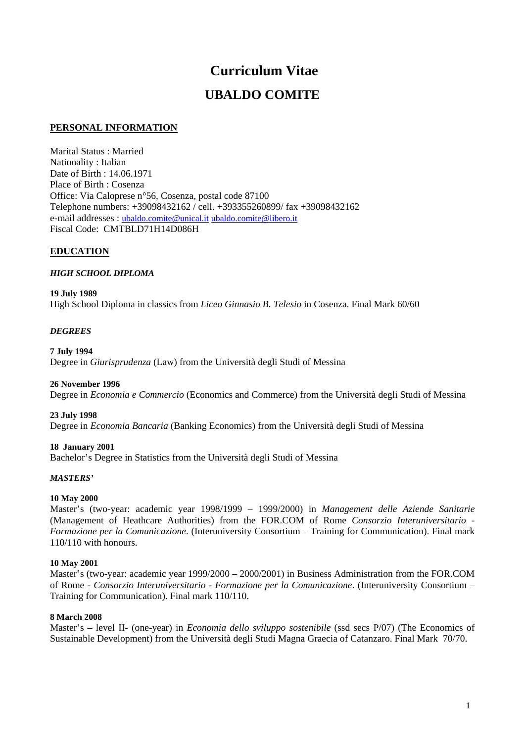# Curriculum Vitae

# UBALDO COMITE

## PERSONAL INFORMATION

Marital Status : Married
Nationality : Italian
Date of Birth : 14.06.1971
Place of Birth : Cosenza
Office: Via Caloprese n°56, Cosenza, postal code 87100
Telephone numbers: +39098432162 / cell. +393355260899/ fax +39098432162
e-mail addresses : ubaldo.comite@unical.it ubaldo.comite@libero.it
Fiscal Code: CMTBLD71H14D086H

## EDUCATION

### *HIGH SCHOOL DIPLOMA*

**19 July 1989**
High School Diploma in classics from *Liceo Ginnasio B. Telesio* in Cosenza. Final Mark 60/60

### *DEGREES*

**7 July 1994**
Degree in *Giurisprudenza* (Law) from the Università degli Studi of Messina

**26 November 1996**
Degree in *Economia e Commercio* (Economics and Commerce) from the Università degli Studi of Messina

**23 July 1998**
Degree in *Economia Bancaria* (Banking Economics) from the Università degli Studi of Messina

**18 January 2001**
Bachelor's Degree in Statistics from the Università degli Studi of Messina

### *MASTERS'*

**10 May 2000**
Master's (two-year: academic year 1998/1999 – 1999/2000) in *Management delle Aziende Sanitarie* (Management of Heathcare Authorities) from the FOR.COM of Rome *Consorzio Interuniversitario - Formazione per la Comunicazione*. (Interuniversity Consortium – Training for Communication). Final mark 110/110 with honours.

**10 May 2001**
Master's (two-year: academic year 1999/2000 – 2000/2001) in Business Administration from the FOR.COM of Rome - *Consorzio Interuniversitario - Formazione per la Comunicazione*. (Interuniversity Consortium – Training for Communication). Final mark 110/110.

**8 March 2008**
Master's – level II- (one-year) in *Economia dello sviluppo sostenibile* (ssd secs P/07) (The Economics of Sustainable Development) from the Università degli Studi Magna Graecia of Catanzaro. Final Mark 70/70.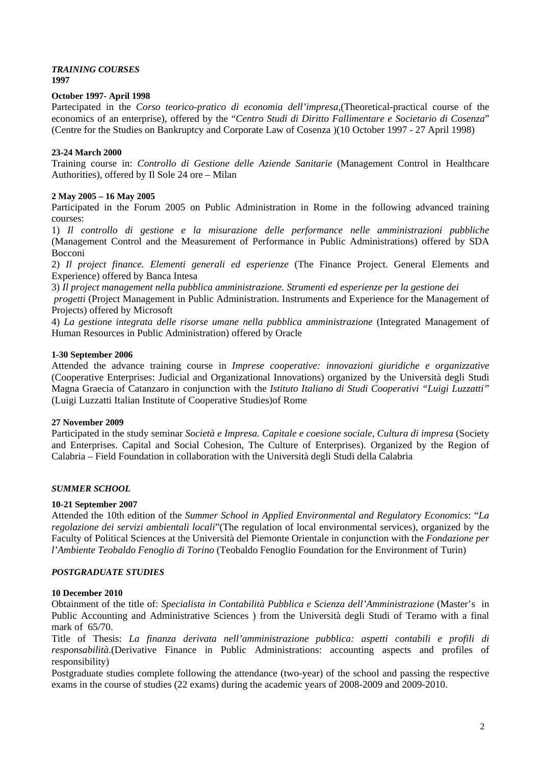***TRAINING COURSES***
**1997**

**October 1997- April 1998**

Partecipated in the *Corso teorico-pratico di economia dell'impresa*,(Theoretical-practical course of the economics of an enterprise), offered by the "*Centro Studi di Diritto Fallimentare e Societario di Cosenza*" (Centre for the Studies on Bankruptcy and Corporate Law of Cosenza )(10 October 1997 - 27 April 1998)

**23-24 March 2000**

Training course in: *Controllo di Gestione delle Aziende Sanitarie* (Management Control in Healthcare Authorities), offered by Il Sole 24 ore – Milan

**2 May 2005 – 16 May 2005**

Participated in the Forum 2005 on Public Administration in Rome in the following advanced training courses:

1) *Il controllo di gestione e la misurazione delle performance nelle amministrazioni pubbliche* (Management Control and the Measurement of Performance in Public Administrations) offered by SDA Bocconi

2) *Il project finance. Elementi generali ed esperienze* (The Finance Project. General Elements and Experience) offered by Banca Intesa

3) *Il project management nella pubblica amministrazione. Strumenti ed esperienze per la gestione dei progetti* (Project Management in Public Administration. Instruments and Experience for the Management of Projects) offered by Microsoft

4) *La gestione integrata delle risorse umane nella pubblica amministrazione* (Integrated Management of Human Resources in Public Administration) offered by Oracle

**1-30 September 2006**

Attended the advance training course in *Imprese cooperative: innovazioni giuridiche e organizzative* (Cooperative Enterprises: Judicial and Organizational Innovations) organized by the Università degli Studi Magna Graecia of Catanzaro in conjunction with the *Istituto Italiano di Studi Cooperativi "Luigi Luzzatti"* (Luigi Luzzatti Italian Institute of Cooperative Studies)of Rome

**27 November 2009**

Participated in the study seminar *Società e Impresa. Capitale e coesione sociale, Cultura di impresa* (Society and Enterprises. Capital and Social Cohesion, The Culture of Enterprises). Organized by the Region of Calabria – Field Foundation in collaboration with the Università degli Studi della Calabria

***SUMMER SCHOOL***

**10-21 September 2007**

Attended the 10th edition of the *Summer School in Applied Environmental and Regulatory Economics*: "*La regolazione dei servizi ambientali locali*"(The regulation of local environmental services), organized by the Faculty of Political Sciences at the Università del Piemonte Orientale in conjunction with the *Fondazione per l'Ambiente Teobaldo Fenoglio di Torino* (Teobaldo Fenoglio Foundation for the Environment of Turin)

***POSTGRADUATE STUDIES***

**10 December 2010**

Obtainment of the title of: *Specialista in Contabilità Pubblica e Scienza dell'Amministrazione* (Master's in Public Accounting and Administrative Sciences ) from the Università degli Studi of Teramo with a final mark of 65/70.

Title of Thesis: *La finanza derivata nell'amministrazione pubblica: aspetti contabili e profili di responsabilità*.(Derivative Finance in Public Administrations: accounting aspects and profiles of responsibility)

Postgraduate studies complete following the attendance (two-year) of the school and passing the respective exams in the course of studies (22 exams) during the academic years of 2008-2009 and 2009-2010.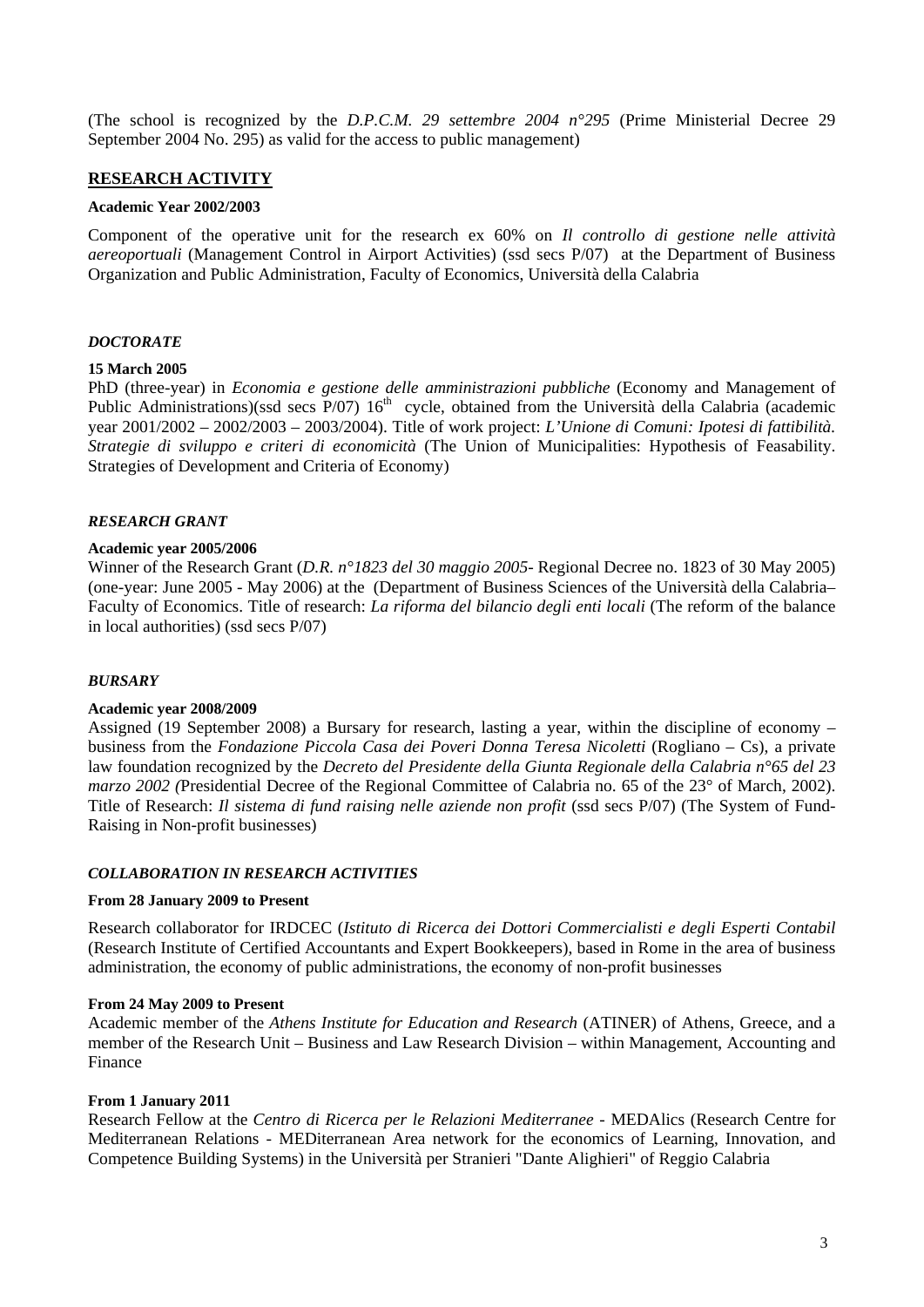(The school is recognized by the *D.P.C.M. 29 settembre 2004 n°295* (Prime Ministerial Decree 29 September 2004 No. 295) as valid for the access to public management)

## RESEARCH ACTIVITY

**Academic Year 2002/2003**

Component of the operative unit for the research ex 60% on *Il controllo di gestione nelle attività aereoportuali* (Management Control in Airport Activities) (ssd secs P/07) at the Department of Business Organization and Public Administration, Faculty of Economics, Università della Calabria

### *DOCTORATE*

**15 March 2005**

PhD (three-year) in *Economia e gestione delle amministrazioni pubbliche* (Economy and Management of Public Administrations)(ssd secs P/07) 16th cycle, obtained from the Università della Calabria (academic year 2001/2002 – 2002/2003 – 2003/2004). Title of work project: *L'Unione di Comuni: Ipotesi di fattibilità. Strategie di sviluppo e criteri di economicità* (The Union of Municipalities: Hypothesis of Feasability. Strategies of Development and Criteria of Economy)

### *RESEARCH GRANT*

**Academic year 2005/2006**

Winner of the Research Grant (*D.R. n°1823 del 30 maggio 2005*- Regional Decree no. 1823 of 30 May 2005) (one-year: June 2005 - May 2006) at the (Department of Business Sciences of the Università della Calabria– Faculty of Economics. Title of research: *La riforma del bilancio degli enti locali* (The reform of the balance in local authorities) (ssd secs P/07)

### *BURSARY*

**Academic year 2008/2009**

Assigned (19 September 2008) a Bursary for research, lasting a year, within the discipline of economy – business from the *Fondazione Piccola Casa dei Poveri Donna Teresa Nicoletti* (Rogliano – Cs), a private law foundation recognized by the *Decreto del Presidente della Giunta Regionale della Calabria n°65 del 23 marzo 2002 (*Presidential Decree of the Regional Committee of Calabria no. 65 of the 23° of March, 2002). Title of Research: *Il sistema di fund raising nelle aziende non profit* (ssd secs P/07) (The System of Fund-Raising in Non-profit businesses)

### *COLLABORATION IN RESEARCH ACTIVITIES*

**From 28 January 2009 to Present**

Research collaborator for IRDCEC (*Istituto di Ricerca dei Dottori Commercialisti e degli Esperti Contabil* (Research Institute of Certified Accountants and Expert Bookkeepers), based in Rome in the area of business administration, the economy of public administrations, the economy of non-profit businesses

**From 24 May 2009 to Present**

Academic member of the *Athens Institute for Education and Research* (ATINER) of Athens, Greece, and a member of the Research Unit – Business and Law Research Division – within Management, Accounting and Finance

**From 1 January 2011**

Research Fellow at the *Centro di Ricerca per le Relazioni Mediterranee* - MEDAlics (Research Centre for Mediterranean Relations - MEDiterranean Area network for the economics of Learning, Innovation, and Competence Building Systems) in the Università per Stranieri "Dante Alighieri" of Reggio Calabria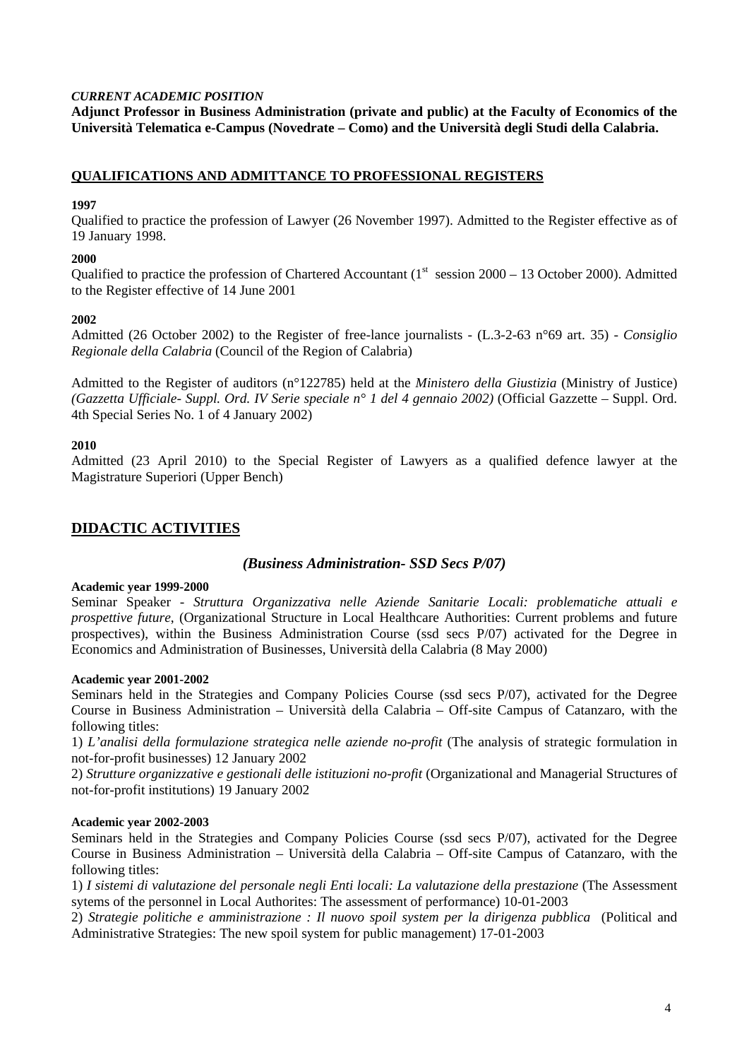*CURRENT ACADEMIC POSITION*

**Adjunct Professor in Business Administration (private and public) at the Faculty of Economics of the Università Telematica e-Campus (Novedrate – Como) and the Università degli Studi della Calabria.**

## QUALIFICATIONS AND ADMITTANCE TO PROFESSIONAL REGISTERS

**1997**

Qualified to practice the profession of Lawyer (26 November 1997). Admitted to the Register effective as of 19 January 1998.

**2000**

Qualified to practice the profession of Chartered Accountant (1st session 2000 – 13 October 2000). Admitted to the Register effective of 14 June 2001

**2002**

Admitted (26 October 2002) to the Register of free-lance journalists - (L.3-2-63 n°69 art. 35) - *Consiglio Regionale della Calabria* (Council of the Region of Calabria)

Admitted to the Register of auditors (n°122785) held at the *Ministero della Giustizia* (Ministry of Justice) *(Gazzetta Ufficiale- Suppl. Ord. IV Serie speciale n° 1 del 4 gennaio 2002)* (Official Gazzette – Suppl. Ord. 4th Special Series No. 1 of 4 January 2002)

**2010**

Admitted (23 April 2010) to the Special Register of Lawyers as a qualified defence lawyer at the Magistrature Superiori (Upper Bench)

## DIDACTIC ACTIVITIES

### *(Business Administration- SSD Secs P/07)*

**Academic year 1999-2000**

Seminar Speaker - *Struttura Organizzativa nelle Aziende Sanitarie Locali: problematiche attuali e prospettive future*, (Organizational Structure in Local Healthcare Authorities: Current problems and future prospectives), within the Business Administration Course (ssd secs P/07) activated for the Degree in Economics and Administration of Businesses, Università della Calabria (8 May 2000)

**Academic year 2001-2002**

Seminars held in the Strategies and Company Policies Course (ssd secs P/07), activated for the Degree Course in Business Administration – Università della Calabria – Off-site Campus of Catanzaro, with the following titles:

1) *L'analisi della formulazione strategica nelle aziende no-profit* (The analysis of strategic formulation in not-for-profit businesses) 12 January 2002

2) *Strutture organizzative e gestionali delle istituzioni no-profit* (Organizational and Managerial Structures of not-for-profit institutions) 19 January 2002

**Academic year 2002-2003**

Seminars held in the Strategies and Company Policies Course (ssd secs P/07), activated for the Degree Course in Business Administration – Università della Calabria – Off-site Campus of Catanzaro, with the following titles:

1) *I sistemi di valutazione del personale negli Enti locali: La valutazione della prestazione* (The Assessment sytems of the personnel in Local Authorites: The assessment of performance) 10-01-2003

2) *Strategie politiche e amministrazione : Il nuovo spoil system per la dirigenza pubblica* (Political and Administrative Strategies: The new spoil system for public management) 17-01-2003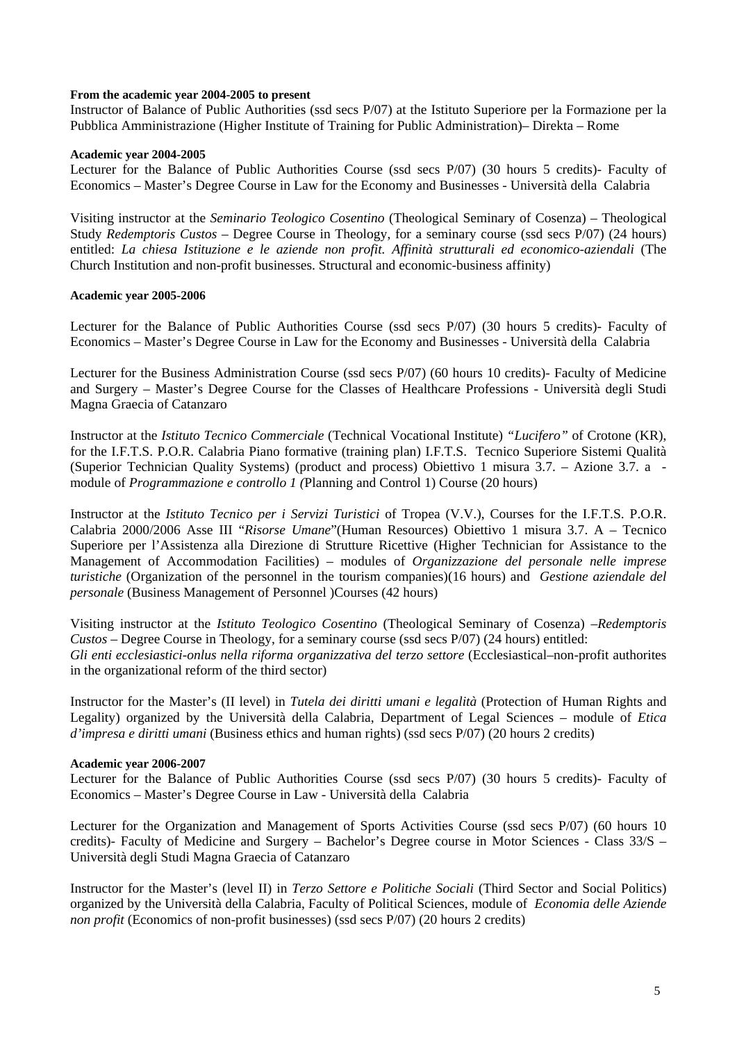**From the academic year 2004-2005 to present**

Instructor of Balance of Public Authorities (ssd secs P/07) at the Istituto Superiore per la Formazione per la Pubblica Amministrazione (Higher Institute of Training for Public Administration)– Direkta – Rome

**Academic year 2004-2005**

Lecturer for the Balance of Public Authorities Course (ssd secs P/07) (30 hours 5 credits)- Faculty of Economics – Master's Degree Course in Law for the Economy and Businesses - Università della Calabria

Visiting instructor at the *Seminario Teologico Cosentino* (Theological Seminary of Cosenza) – Theological Study *Redemptoris Custos* – Degree Course in Theology, for a seminary course (ssd secs P/07) (24 hours) entitled: *La chiesa Istituzione e le aziende non profit. Affinità strutturali ed economico-aziendali* (The Church Institution and non-profit businesses. Structural and economic-business affinity)

**Academic year 2005-2006**

Lecturer for the Balance of Public Authorities Course (ssd secs P/07) (30 hours 5 credits)- Faculty of Economics – Master's Degree Course in Law for the Economy and Businesses - Università della Calabria

Lecturer for the Business Administration Course (ssd secs P/07) (60 hours 10 credits)- Faculty of Medicine and Surgery – Master's Degree Course for the Classes of Healthcare Professions - Università degli Studi Magna Graecia of Catanzaro

Instructor at the *Istituto Tecnico Commerciale* (Technical Vocational Institute) *"Lucifero"* of Crotone (KR), for the I.F.T.S. P.O.R. Calabria Piano formative (training plan) I.F.T.S. Tecnico Superiore Sistemi Qualità (Superior Technician Quality Systems) (product and process) Obiettivo 1 misura 3.7. – Azione 3.7. a - module of *Programmazione e controllo 1 (*Planning and Control 1) Course (20 hours)

Instructor at the *Istituto Tecnico per i Servizi Turistici* of Tropea (V.V.), Courses for the I.F.T.S. P.O.R. Calabria 2000/2006 Asse III "*Risorse Umane*"(Human Resources) Obiettivo 1 misura 3.7. A – Tecnico Superiore per l'Assistenza alla Direzione di Strutture Ricettive (Higher Technician for Assistance to the Management of Accommodation Facilities) – modules of *Organizzazione del personale nelle imprese turistiche* (Organization of the personnel in the tourism companies)(16 hours) and *Gestione aziendale del personale* (Business Management of Personnel )Courses (42 hours)

Visiting instructor at the *Istituto Teologico Cosentino* (Theological Seminary of Cosenza) –*Redemptoris Custos* – Degree Course in Theology, for a seminary course (ssd secs P/07) (24 hours) entitled:
*Gli enti ecclesiastici-onlus nella riforma organizzativa del terzo settore* (Ecclesiastical–non-profit authorites in the organizational reform of the third sector)

Instructor for the Master's (II level) in *Tutela dei diritti umani e legalità* (Protection of Human Rights and Legality) organized by the Università della Calabria, Department of Legal Sciences – module of *Etica d'impresa e diritti umani* (Business ethics and human rights) (ssd secs P/07) (20 hours 2 credits)

**Academic year 2006-2007**

Lecturer for the Balance of Public Authorities Course (ssd secs P/07) (30 hours 5 credits)- Faculty of Economics – Master's Degree Course in Law - Università della Calabria

Lecturer for the Organization and Management of Sports Activities Course (ssd secs P/07) (60 hours 10 credits)- Faculty of Medicine and Surgery – Bachelor's Degree course in Motor Sciences - Class 33/S – Università degli Studi Magna Graecia of Catanzaro

Instructor for the Master's (level II) in *Terzo Settore e Politiche Sociali* (Third Sector and Social Politics) organized by the Università della Calabria, Faculty of Political Sciences, module of *Economia delle Aziende non profit* (Economics of non-profit businesses) (ssd secs P/07) (20 hours 2 credits)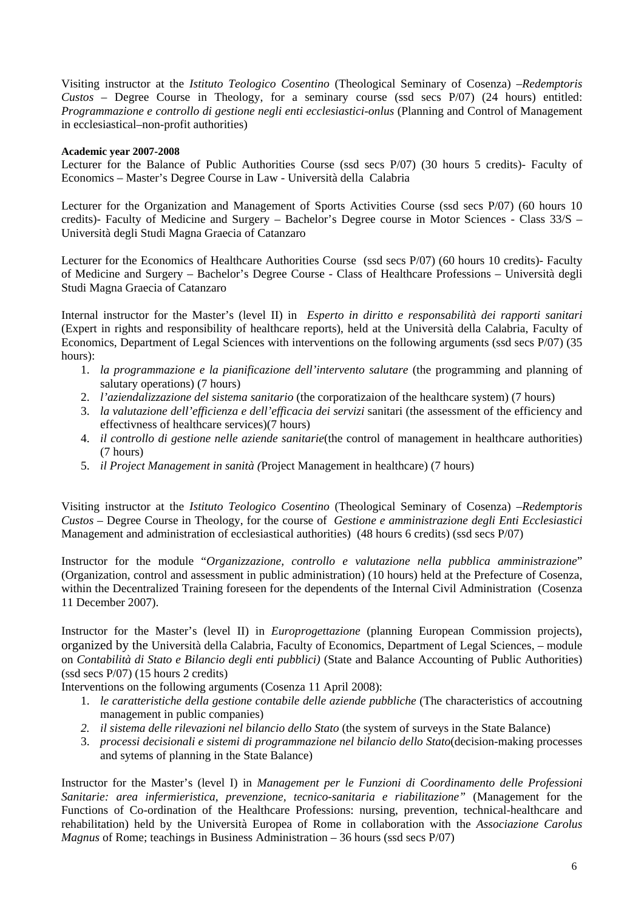Visiting instructor at the *Istituto Teologico Cosentino* (Theological Seminary of Cosenza) –*Redemptoris Custos* – Degree Course in Theology, for a seminary course (ssd secs P/07) (24 hours) entitled: *Programmazione e controllo di gestione negli enti ecclesiastici-onlus* (Planning and Control of Management in ecclesiastical–non-profit authorities)

**Academic year 2007-2008**

Lecturer for the Balance of Public Authorities Course (ssd secs P/07) (30 hours 5 credits)- Faculty of Economics – Master's Degree Course in Law - Università della Calabria

Lecturer for the Organization and Management of Sports Activities Course (ssd secs P/07) (60 hours 10 credits)- Faculty of Medicine and Surgery – Bachelor's Degree course in Motor Sciences - Class 33/S – Università degli Studi Magna Graecia of Catanzaro

Lecturer for the Economics of Healthcare Authorities Course (ssd secs P/07) (60 hours 10 credits)- Faculty of Medicine and Surgery – Bachelor's Degree Course - Class of Healthcare Professions – Università degli Studi Magna Graecia of Catanzaro

Internal instructor for the Master's (level II) in *Esperto in diritto e responsabilità dei rapporti sanitari* (Expert in rights and responsibility of healthcare reports), held at the Università della Calabria, Faculty of Economics, Department of Legal Sciences with interventions on the following arguments (ssd secs P/07) (35 hours):

1. *la programmazione e la pianificazione dell'intervento salutare* (the programming and planning of salutary operations) (7 hours)
2. *l'aziendalizzazione del sistema sanitario* (the corporatizaion of the healthcare system) (7 hours)
3. *la valutazione dell'efficienza e dell'efficacia dei servizi* sanitari (the assessment of the efficiency and effectivness of healthcare services)(7 hours)
4. *il controllo di gestione nelle aziende sanitarie*(the control of management in healthcare authorities) (7 hours)
5. *il Project Management in sanità (*Project Management in healthcare) (7 hours)

Visiting instructor at the *Istituto Teologico Cosentino* (Theological Seminary of Cosenza) –*Redemptoris Custos* – Degree Course in Theology, for the course of *Gestione e amministrazione degli Enti Ecclesiastici* Management and administration of ecclesiastical authorities) (48 hours 6 credits) (ssd secs P/07)

Instructor for the module "*Organizzazione, controllo e valutazione nella pubblica amministrazione*" (Organization, control and assessment in public administration) (10 hours) held at the Prefecture of Cosenza, within the Decentralized Training foreseen for the dependents of the Internal Civil Administration (Cosenza 11 December 2007).

Instructor for the Master's (level II) in *Europrogettazione* (planning European Commission projects), organized by the Università della Calabria, Faculty of Economics, Department of Legal Sciences, – module on *Contabilità di Stato e Bilancio degli enti pubblici)* (State and Balance Accounting of Public Authorities) (ssd secs P/07) (15 hours 2 credits)

Interventions on the following arguments (Cosenza 11 April 2008):

1. *le caratteristiche della gestione contabile delle aziende pubbliche* (The characteristics of accoutning management in public companies)
2. *il sistema delle rilevazioni nel bilancio dello Stato* (the system of surveys in the State Balance)
3. *processi decisionali e sistemi di programmazione nel bilancio dello Stato*(decision-making processes and sytems of planning in the State Balance)

Instructor for the Master's (level I) in *Management per le Funzioni di Coordinamento delle Professioni Sanitarie: area infermieristica, prevenzione, tecnico-sanitaria e riabilitazione"* (Management for the Functions of Co-ordination of the Healthcare Professions: nursing, prevention, technical-healthcare and rehabilitation) held by the Università Europea of Rome in collaboration with the *Associazione Carolus Magnus* of Rome; teachings in Business Administration – 36 hours (ssd secs P/07)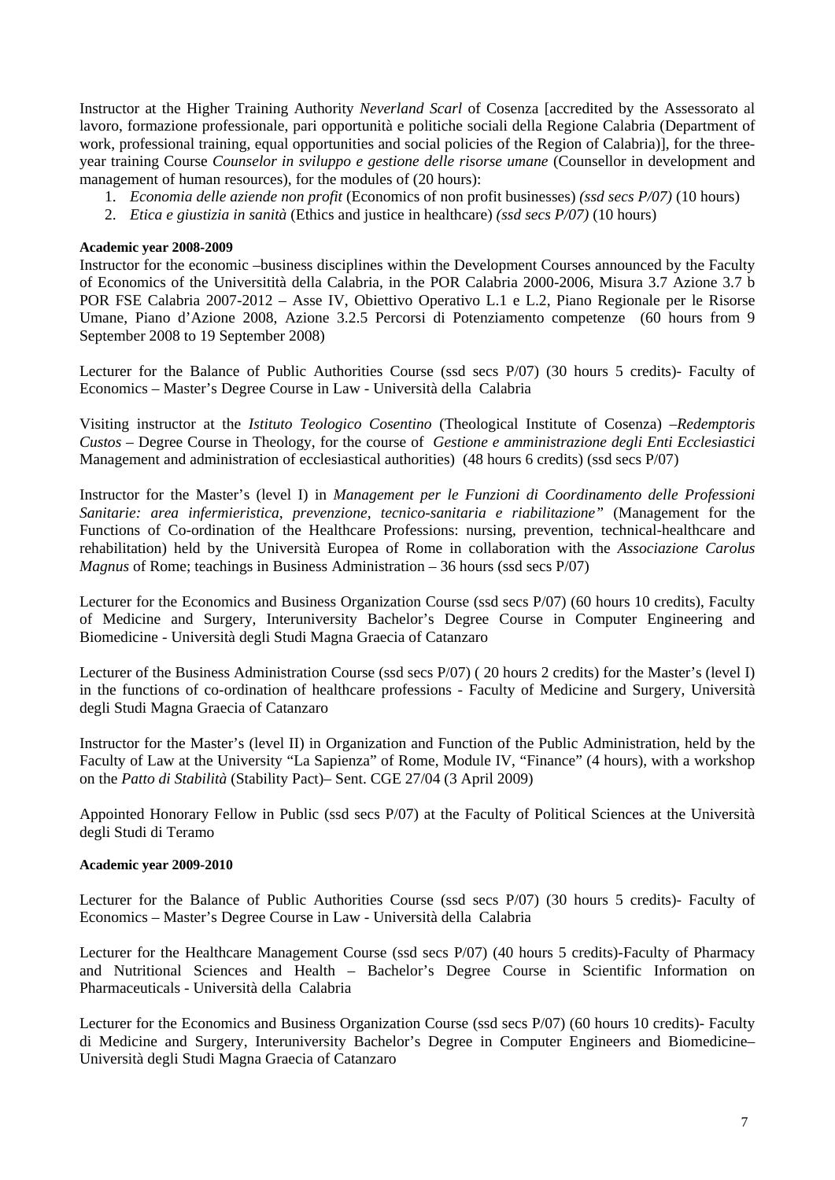Instructor at the Higher Training Authority *Neverland Scarl* of Cosenza [accredited by the Assessorato al lavoro, formazione professionale, pari opportunità e politiche sociali della Regione Calabria (Department of work, professional training, equal opportunities and social policies of the Region of Calabria)], for the three-year training Course *Counselor in sviluppo e gestione delle risorse umane* (Counsellor in development and management of human resources), for the modules of (20 hours):

1. *Economia delle aziende non profit* (Economics of non profit businesses) *(ssd secs P/07)* (10 hours)
2. *Etica e giustizia in sanità* (Ethics and justice in healthcare) *(ssd secs P/07)* (10 hours)

**Academic year 2008-2009**

Instructor for the economic –business disciplines within the Development Courses announced by the Faculty of Economics of the Universitità della Calabria, in the POR Calabria 2000-2006, Misura 3.7 Azione 3.7 b POR FSE Calabria 2007-2012 – Asse IV, Obiettivo Operativo L.1 e L.2, Piano Regionale per le Risorse Umane, Piano d'Azione 2008, Azione 3.2.5 Percorsi di Potenziamento competenze (60 hours from 9 September 2008 to 19 September 2008)

Lecturer for the Balance of Public Authorities Course (ssd secs P/07) (30 hours 5 credits)- Faculty of Economics – Master's Degree Course in Law - Università della Calabria

Visiting instructor at the *Istituto Teologico Cosentino* (Theological Institute of Cosenza) –*Redemptoris Custos* – Degree Course in Theology, for the course of *Gestione e amministrazione degli Enti Ecclesiastici* Management and administration of ecclesiastical authorities) (48 hours 6 credits) (ssd secs P/07)

Instructor for the Master's (level I) in *Management per le Funzioni di Coordinamento delle Professioni Sanitarie: area infermieristica, prevenzione, tecnico-sanitaria e riabilitazione"* (Management for the Functions of Co-ordination of the Healthcare Professions: nursing, prevention, technical-healthcare and rehabilitation) held by the Università Europea of Rome in collaboration with the *Associazione Carolus Magnus* of Rome; teachings in Business Administration – 36 hours (ssd secs P/07)

Lecturer for the Economics and Business Organization Course (ssd secs P/07) (60 hours 10 credits), Faculty of Medicine and Surgery, Interuniversity Bachelor's Degree Course in Computer Engineering and Biomedicine - Università degli Studi Magna Graecia of Catanzaro

Lecturer of the Business Administration Course (ssd secs P/07) ( 20 hours 2 credits) for the Master's (level I) in the functions of co-ordination of healthcare professions - Faculty of Medicine and Surgery, Università degli Studi Magna Graecia of Catanzaro

Instructor for the Master's (level II) in Organization and Function of the Public Administration, held by the Faculty of Law at the University "La Sapienza" of Rome, Module IV, "Finance" (4 hours), with a workshop on the *Patto di Stabilità* (Stability Pact)– Sent. CGE 27/04 (3 April 2009)

Appointed Honorary Fellow in Public (ssd secs P/07) at the Faculty of Political Sciences at the Università degli Studi di Teramo

**Academic year 2009-2010**

Lecturer for the Balance of Public Authorities Course (ssd secs P/07) (30 hours 5 credits)- Faculty of Economics – Master's Degree Course in Law - Università della Calabria

Lecturer for the Healthcare Management Course (ssd secs P/07) (40 hours 5 credits)-Faculty of Pharmacy and Nutritional Sciences and Health – Bachelor's Degree Course in Scientific Information on Pharmaceuticals - Università della Calabria

Lecturer for the Economics and Business Organization Course (ssd secs P/07) (60 hours 10 credits)- Faculty di Medicine and Surgery, Interuniversity Bachelor's Degree in Computer Engineers and Biomedicine– Università degli Studi Magna Graecia of Catanzaro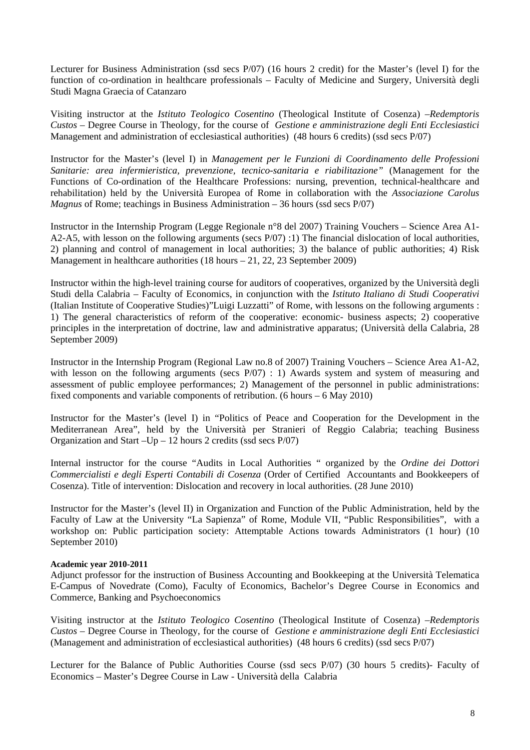Lecturer for Business Administration (ssd secs P/07) (16 hours 2 credit) for the Master's (level I) for the function of co-ordination in healthcare professionals – Faculty of Medicine and Surgery, Università degli Studi Magna Graecia of Catanzaro

Visiting instructor at the *Istituto Teologico Cosentino* (Theological Institute of Cosenza) –*Redemptoris Custos* – Degree Course in Theology, for the course of *Gestione e amministrazione degli Enti Ecclesiastici* Management and administration of ecclesiastical authorities) (48 hours 6 credits) (ssd secs P/07)

Instructor for the Master's (level I) in *Management per le Funzioni di Coordinamento delle Professioni Sanitarie: area infermieristica, prevenzione, tecnico-sanitaria e riabilitazione"* (Management for the Functions of Co-ordination of the Healthcare Professions: nursing, prevention, technical-healthcare and rehabilitation) held by the Università Europea of Rome in collaboration with the *Associazione Carolus Magnus* of Rome; teachings in Business Administration – 36 hours (ssd secs P/07)

Instructor in the Internship Program (Legge Regionale n°8 del 2007) Training Vouchers – Science Area A1-A2-A5, with lesson on the following arguments (secs P/07) :1) The financial dislocation of local authorities, 2) planning and control of management in local authorities; 3) the balance of public authorities; 4) Risk Management in healthcare authorities (18 hours – 21, 22, 23 September 2009)

Instructor within the high-level training course for auditors of cooperatives, organized by the Università degli Studi della Calabria – Faculty of Economics, in conjunction with the *Istituto Italiano di Studi Cooperativi* (Italian Institute of Cooperative Studies)"Luigi Luzzatti" of Rome, with lessons on the following arguments : 1) The general characteristics of reform of the cooperative: economic- business aspects; 2) cooperative principles in the interpretation of doctrine, law and administrative apparatus; (Università della Calabria, 28 September 2009)

Instructor in the Internship Program (Regional Law no.8 of 2007) Training Vouchers – Science Area A1-A2, with lesson on the following arguments (secs P/07) : 1) Awards system and system of measuring and assessment of public employee performances; 2) Management of the personnel in public administrations: fixed components and variable components of retribution. (6 hours – 6 May 2010)

Instructor for the Master's (level I) in "Politics of Peace and Cooperation for the Development in the Mediterranean Area", held by the Università per Stranieri of Reggio Calabria; teaching Business Organization and Start –Up – 12 hours 2 credits (ssd secs P/07)

Internal instructor for the course "Audits in Local Authorities " organized by the *Ordine dei Dottori Commercialisti e degli Esperti Contabili di Cosenza* (Order of Certified Accountants and Bookkeepers of Cosenza). Title of intervention: Dislocation and recovery in local authorities. (28 June 2010)

Instructor for the Master's (level II) in Organization and Function of the Public Administration, held by the Faculty of Law at the University "La Sapienza" of Rome, Module VII, "Public Responsibilities", with a workshop on: Public participation society: Attemptable Actions towards Administrators (1 hour) (10 September 2010)

**Academic year 2010-2011**

Adjunct professor for the instruction of Business Accounting and Bookkeeping at the Università Telematica E-Campus of Novedrate (Como), Faculty of Economics, Bachelor's Degree Course in Economics and Commerce, Banking and Psychoeconomics

Visiting instructor at the *Istituto Teologico Cosentino* (Theological Institute of Cosenza) –*Redemptoris Custos* – Degree Course in Theology, for the course of *Gestione e amministrazione degli Enti Ecclesiastici* (Management and administration of ecclesiastical authorities) (48 hours 6 credits) (ssd secs P/07)

Lecturer for the Balance of Public Authorities Course (ssd secs P/07) (30 hours 5 credits)- Faculty of Economics – Master's Degree Course in Law - Università della Calabria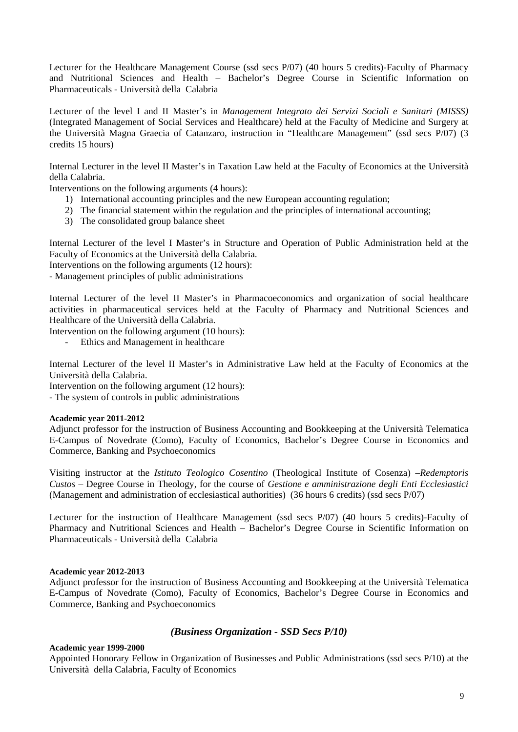Lecturer for the Healthcare Management Course (ssd secs P/07) (40 hours 5 credits)-Faculty of Pharmacy and Nutritional Sciences and Health – Bachelor's Degree Course in Scientific Information on Pharmaceuticals - Università della Calabria

Lecturer of the level I and II Master's in *Management Integrato dei Servizi Sociali e Sanitari (MISSS)* (Integrated Management of Social Services and Healthcare) held at the Faculty of Medicine and Surgery at the Università Magna Graecia of Catanzaro, instruction in "Healthcare Management" (ssd secs P/07) (3 credits 15 hours)

Internal Lecturer in the level II Master's in Taxation Law held at the Faculty of Economics at the Università della Calabria.

Interventions on the following arguments (4 hours):

1) International accounting principles and the new European accounting regulation;
2) The financial statement within the regulation and the principles of international accounting;
3) The consolidated group balance sheet

Internal Lecturer of the level I Master's in Structure and Operation of Public Administration held at the Faculty of Economics at the Università della Calabria.

Interventions on the following arguments (12 hours):

- Management principles of public administrations

Internal Lecturer of the level II Master's in Pharmacoeconomics and organization of social healthcare activities in pharmaceutical services held at the Faculty of Pharmacy and Nutritional Sciences and Healthcare of the Università della Calabria.

Intervention on the following argument (10 hours):

- Ethics and Management in healthcare

Internal Lecturer of the level II Master's in Administrative Law held at the Faculty of Economics at the Università della Calabria.

Intervention on the following argument (12 hours):

- The system of controls in public administrations

**Academic year 2011-2012**

Adjunct professor for the instruction of Business Accounting and Bookkeeping at the Università Telematica E-Campus of Novedrate (Como), Faculty of Economics, Bachelor's Degree Course in Economics and Commerce, Banking and Psychoeconomics

Visiting instructor at the *Istituto Teologico Cosentino* (Theological Institute of Cosenza) –*Redemptoris Custos* – Degree Course in Theology, for the course of *Gestione e amministrazione degli Enti Ecclesiastici* (Management and administration of ecclesiastical authorities) (36 hours 6 credits) (ssd secs P/07)

Lecturer for the instruction of Healthcare Management (ssd secs P/07) (40 hours 5 credits)-Faculty of Pharmacy and Nutritional Sciences and Health – Bachelor's Degree Course in Scientific Information on Pharmaceuticals - Università della Calabria

**Academic year 2012-2013**

Adjunct professor for the instruction of Business Accounting and Bookkeeping at the Università Telematica E-Campus of Novedrate (Como), Faculty of Economics, Bachelor's Degree Course in Economics and Commerce, Banking and Psychoeconomics

### *(Business Organization - SSD Secs P/10)*

**Academic year 1999-2000**

Appointed Honorary Fellow in Organization of Businesses and Public Administrations (ssd secs P/10) at the Università della Calabria, Faculty of Economics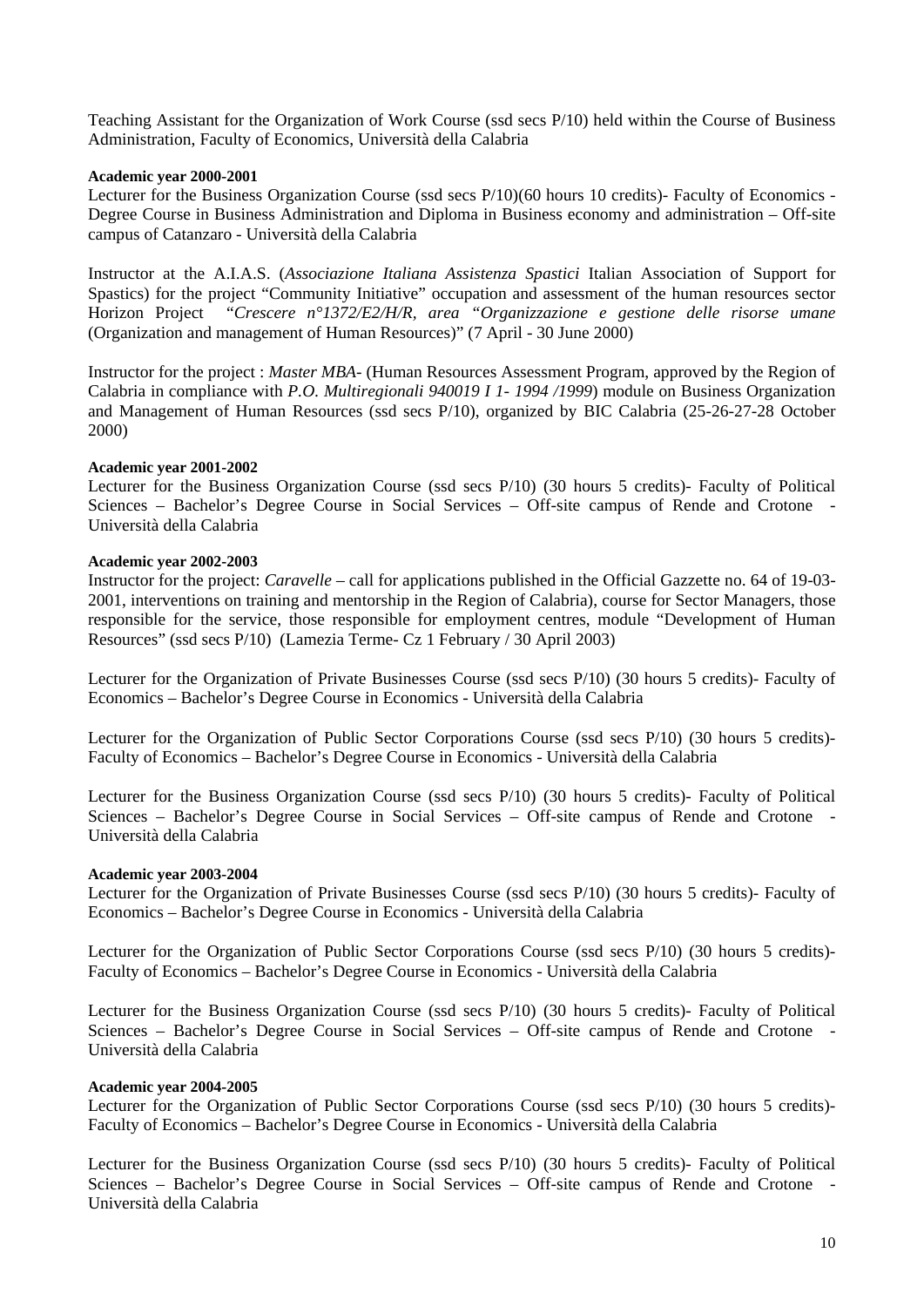Teaching Assistant for the Organization of Work Course (ssd secs P/10) held within the Course of Business Administration, Faculty of Economics, Università della Calabria

**Academic year 2000-2001**

Lecturer for the Business Organization Course (ssd secs P/10)(60 hours 10 credits)- Faculty of Economics - Degree Course in Business Administration and Diploma in Business economy and administration – Off-site campus of Catanzaro - Università della Calabria

Instructor at the A.I.A.S. (*Associazione Italiana Assistenza Spastici* Italian Association of Support for Spastics) for the project "Community Initiative" occupation and assessment of the human resources sector Horizon Project "*Crescere n°1372/E2/H/R, area "Organizzazione e gestione delle risorse umane* (Organization and management of Human Resources)" (7 April - 30 June 2000)

Instructor for the project : *Master MBA*- (Human Resources Assessment Program, approved by the Region of Calabria in compliance with *P.O. Multiregionali 940019 I 1- 1994 /1999*) module on Business Organization and Management of Human Resources (ssd secs P/10), organized by BIC Calabria (25-26-27-28 October 2000)

**Academic year 2001-2002**

Lecturer for the Business Organization Course (ssd secs P/10) (30 hours 5 credits)- Faculty of Political Sciences – Bachelor's Degree Course in Social Services – Off-site campus of Rende and Crotone - Università della Calabria

**Academic year 2002-2003**

Instructor for the project: *Caravelle* – call for applications published in the Official Gazzette no. 64 of 19-03-2001, interventions on training and mentorship in the Region of Calabria), course for Sector Managers, those responsible for the service, those responsible for employment centres, module "Development of Human Resources" (ssd secs P/10) (Lamezia Terme- Cz 1 February / 30 April 2003)

Lecturer for the Organization of Private Businesses Course (ssd secs P/10) (30 hours 5 credits)- Faculty of Economics – Bachelor's Degree Course in Economics - Università della Calabria

Lecturer for the Organization of Public Sector Corporations Course (ssd secs P/10) (30 hours 5 credits)- Faculty of Economics – Bachelor's Degree Course in Economics - Università della Calabria

Lecturer for the Business Organization Course (ssd secs P/10) (30 hours 5 credits)- Faculty of Political Sciences – Bachelor's Degree Course in Social Services – Off-site campus of Rende and Crotone - Università della Calabria

**Academic year 2003-2004**

Lecturer for the Organization of Private Businesses Course (ssd secs P/10) (30 hours 5 credits)- Faculty of Economics – Bachelor's Degree Course in Economics - Università della Calabria

Lecturer for the Organization of Public Sector Corporations Course (ssd secs P/10) (30 hours 5 credits)- Faculty of Economics – Bachelor's Degree Course in Economics - Università della Calabria

Lecturer for the Business Organization Course (ssd secs P/10) (30 hours 5 credits)- Faculty of Political Sciences – Bachelor's Degree Course in Social Services – Off-site campus of Rende and Crotone - Università della Calabria

**Academic year 2004-2005**

Lecturer for the Organization of Public Sector Corporations Course (ssd secs P/10) (30 hours 5 credits)- Faculty of Economics – Bachelor's Degree Course in Economics - Università della Calabria

Lecturer for the Business Organization Course (ssd secs P/10) (30 hours 5 credits)- Faculty of Political Sciences – Bachelor's Degree Course in Social Services – Off-site campus of Rende and Crotone - Università della Calabria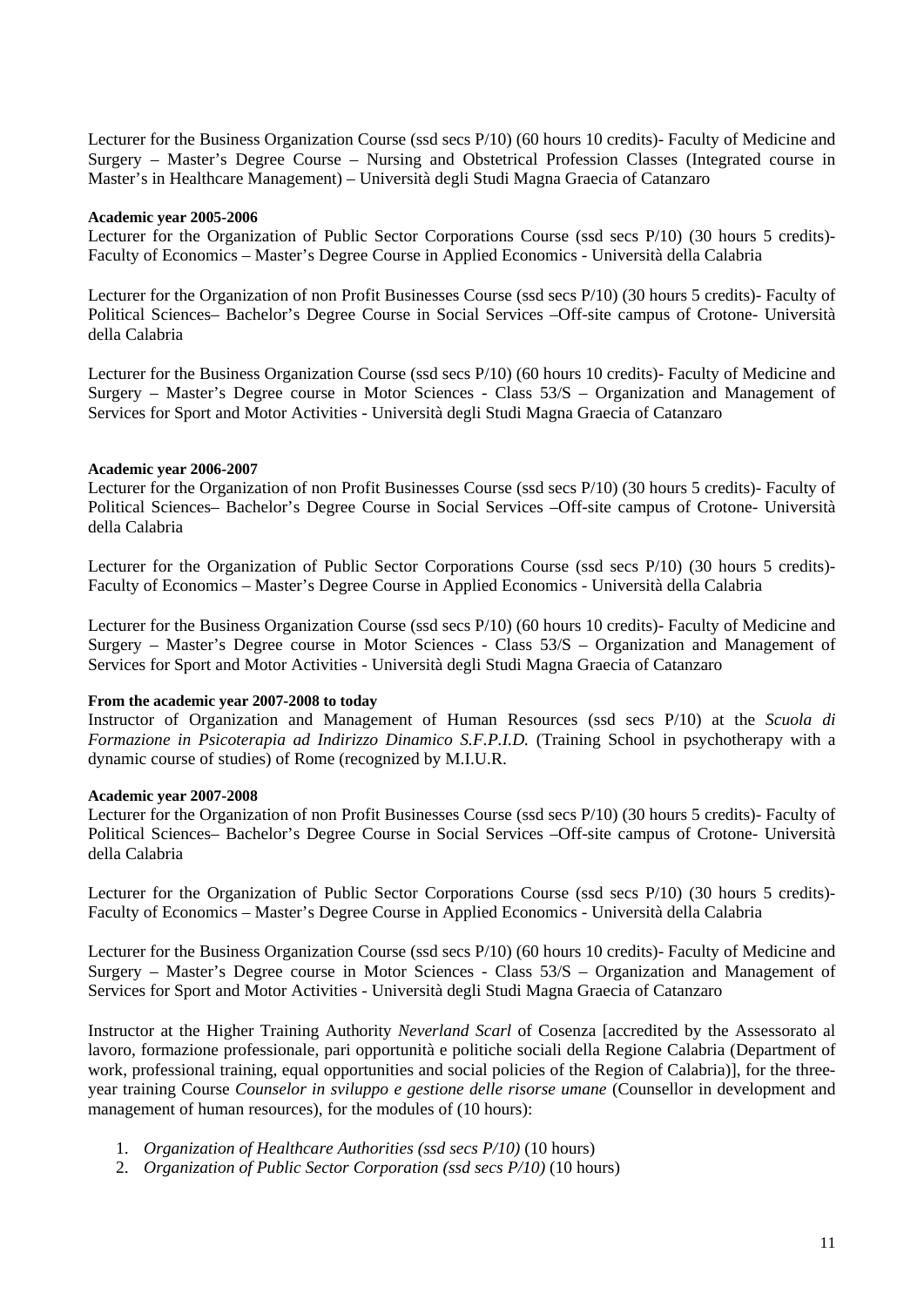Lecturer for the Business Organization Course (ssd secs P/10) (60 hours 10 credits)- Faculty of Medicine and Surgery – Master's Degree Course – Nursing and Obstetrical Profession Classes (Integrated course in Master's in Healthcare Management) – Università degli Studi Magna Graecia of Catanzaro

**Academic year 2005-2006**

Lecturer for the Organization of Public Sector Corporations Course (ssd secs P/10) (30 hours 5 credits)- Faculty of Economics – Master's Degree Course in Applied Economics - Università della Calabria

Lecturer for the Organization of non Profit Businesses Course (ssd secs P/10) (30 hours 5 credits)- Faculty of Political Sciences– Bachelor's Degree Course in Social Services –Off-site campus of Crotone- Università della Calabria

Lecturer for the Business Organization Course (ssd secs P/10) (60 hours 10 credits)- Faculty of Medicine and Surgery – Master's Degree course in Motor Sciences - Class 53/S – Organization and Management of Services for Sport and Motor Activities - Università degli Studi Magna Graecia of Catanzaro

**Academic year 2006-2007**

Lecturer for the Organization of non Profit Businesses Course (ssd secs P/10) (30 hours 5 credits)- Faculty of Political Sciences– Bachelor's Degree Course in Social Services –Off-site campus of Crotone- Università della Calabria

Lecturer for the Organization of Public Sector Corporations Course (ssd secs P/10) (30 hours 5 credits)- Faculty of Economics – Master's Degree Course in Applied Economics - Università della Calabria

Lecturer for the Business Organization Course (ssd secs P/10) (60 hours 10 credits)- Faculty of Medicine and Surgery – Master's Degree course in Motor Sciences - Class 53/S – Organization and Management of Services for Sport and Motor Activities - Università degli Studi Magna Graecia of Catanzaro

**From the academic year 2007-2008 to today**

Instructor of Organization and Management of Human Resources (ssd secs P/10) at the *Scuola di Formazione in Psicoterapia ad Indirizzo Dinamico S.F.P.I.D.* (Training School in psychotherapy with a dynamic course of studies) of Rome (recognized by M.I.U.R.

**Academic year 2007-2008**

Lecturer for the Organization of non Profit Businesses Course (ssd secs P/10) (30 hours 5 credits)- Faculty of Political Sciences– Bachelor's Degree Course in Social Services –Off-site campus of Crotone- Università della Calabria

Lecturer for the Organization of Public Sector Corporations Course (ssd secs P/10) (30 hours 5 credits)- Faculty of Economics – Master's Degree Course in Applied Economics - Università della Calabria

Lecturer for the Business Organization Course (ssd secs P/10) (60 hours 10 credits)- Faculty of Medicine and Surgery – Master's Degree course in Motor Sciences - Class 53/S – Organization and Management of Services for Sport and Motor Activities - Università degli Studi Magna Graecia of Catanzaro

Instructor at the Higher Training Authority *Neverland Scarl* of Cosenza [accredited by the Assessorato al lavoro, formazione professionale, pari opportunità e politiche sociali della Regione Calabria (Department of work, professional training, equal opportunities and social policies of the Region of Calabria)], for the three-year training Course *Counselor in sviluppo e gestione delle risorse umane* (Counsellor in development and management of human resources), for the modules of (10 hours):

1. *Organization of Healthcare Authorities (ssd secs P/10)* (10 hours)
2. *Organization of Public Sector Corporation (ssd secs P/10)* (10 hours)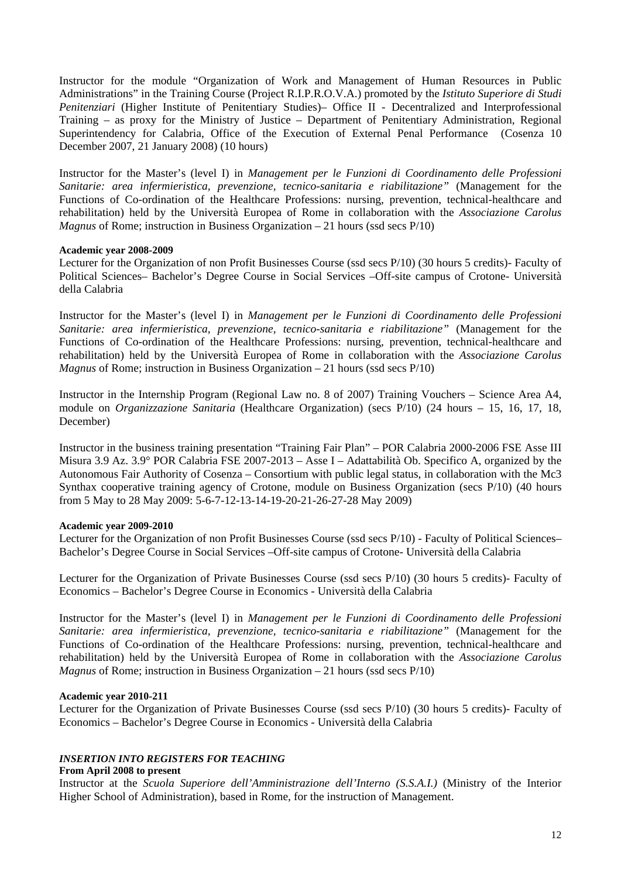Instructor for the module "Organization of Work and Management of Human Resources in Public Administrations" in the Training Course (Project R.I.P.R.O.V.A.) promoted by the *Istituto Superiore di Studi Penitenziari* (Higher Institute of Penitentiary Studies)– Office II - Decentralized and Interprofessional Training – as proxy for the Ministry of Justice – Department of Penitentiary Administration, Regional Superintendency for Calabria, Office of the Execution of External Penal Performance (Cosenza 10 December 2007, 21 January 2008) (10 hours)

Instructor for the Master's (level I) in *Management per le Funzioni di Coordinamento delle Professioni Sanitarie: area infermieristica, prevenzione, tecnico-sanitaria e riabilitazione"* (Management for the Functions of Co-ordination of the Healthcare Professions: nursing, prevention, technical-healthcare and rehabilitation) held by the Università Europea of Rome in collaboration with the *Associazione Carolus Magnus* of Rome; instruction in Business Organization – 21 hours (ssd secs P/10)

**Academic year 2008-2009**

Lecturer for the Organization of non Profit Businesses Course (ssd secs P/10) (30 hours 5 credits)- Faculty of Political Sciences– Bachelor's Degree Course in Social Services –Off-site campus of Crotone- Università della Calabria

Instructor for the Master's (level I) in *Management per le Funzioni di Coordinamento delle Professioni Sanitarie: area infermieristica, prevenzione, tecnico-sanitaria e riabilitazione"* (Management for the Functions of Co-ordination of the Healthcare Professions: nursing, prevention, technical-healthcare and rehabilitation) held by the Università Europea of Rome in collaboration with the *Associazione Carolus Magnus* of Rome; instruction in Business Organization – 21 hours (ssd secs P/10)

Instructor in the Internship Program (Regional Law no. 8 of 2007) Training Vouchers – Science Area A4, module on *Organizzazione Sanitaria* (Healthcare Organization) (secs P/10) (24 hours – 15, 16, 17, 18, December)

Instructor in the business training presentation "Training Fair Plan" – POR Calabria 2000-2006 FSE Asse III Misura 3.9 Az. 3.9° POR Calabria FSE 2007-2013 – Asse I – Adattabilità Ob. Specifico A, organized by the Autonomous Fair Authority of Cosenza – Consortium with public legal status, in collaboration with the Mc3 Synthax cooperative training agency of Crotone, module on Business Organization (secs P/10) (40 hours from 5 May to 28 May 2009: 5-6-7-12-13-14-19-20-21-26-27-28 May 2009)

**Academic year 2009-2010**

Lecturer for the Organization of non Profit Businesses Course (ssd secs P/10) - Faculty of Political Sciences– Bachelor's Degree Course in Social Services –Off-site campus of Crotone- Università della Calabria

Lecturer for the Organization of Private Businesses Course (ssd secs P/10) (30 hours 5 credits)- Faculty of Economics – Bachelor's Degree Course in Economics - Università della Calabria

Instructor for the Master's (level I) in *Management per le Funzioni di Coordinamento delle Professioni Sanitarie: area infermieristica, prevenzione, tecnico-sanitaria e riabilitazione"* (Management for the Functions of Co-ordination of the Healthcare Professions: nursing, prevention, technical-healthcare and rehabilitation) held by the Università Europea of Rome in collaboration with the *Associazione Carolus Magnus* of Rome; instruction in Business Organization – 21 hours (ssd secs P/10)

**Academic year 2010-211**

Lecturer for the Organization of Private Businesses Course (ssd secs P/10) (30 hours 5 credits)- Faculty of Economics – Bachelor's Degree Course in Economics - Università della Calabria

***INSERTION INTO REGISTERS FOR TEACHING***

**From April 2008 to present**

Instructor at the *Scuola Superiore dell'Amministrazione dell'Interno (S.S.A.I.)* (Ministry of the Interior Higher School of Administration), based in Rome, for the instruction of Management.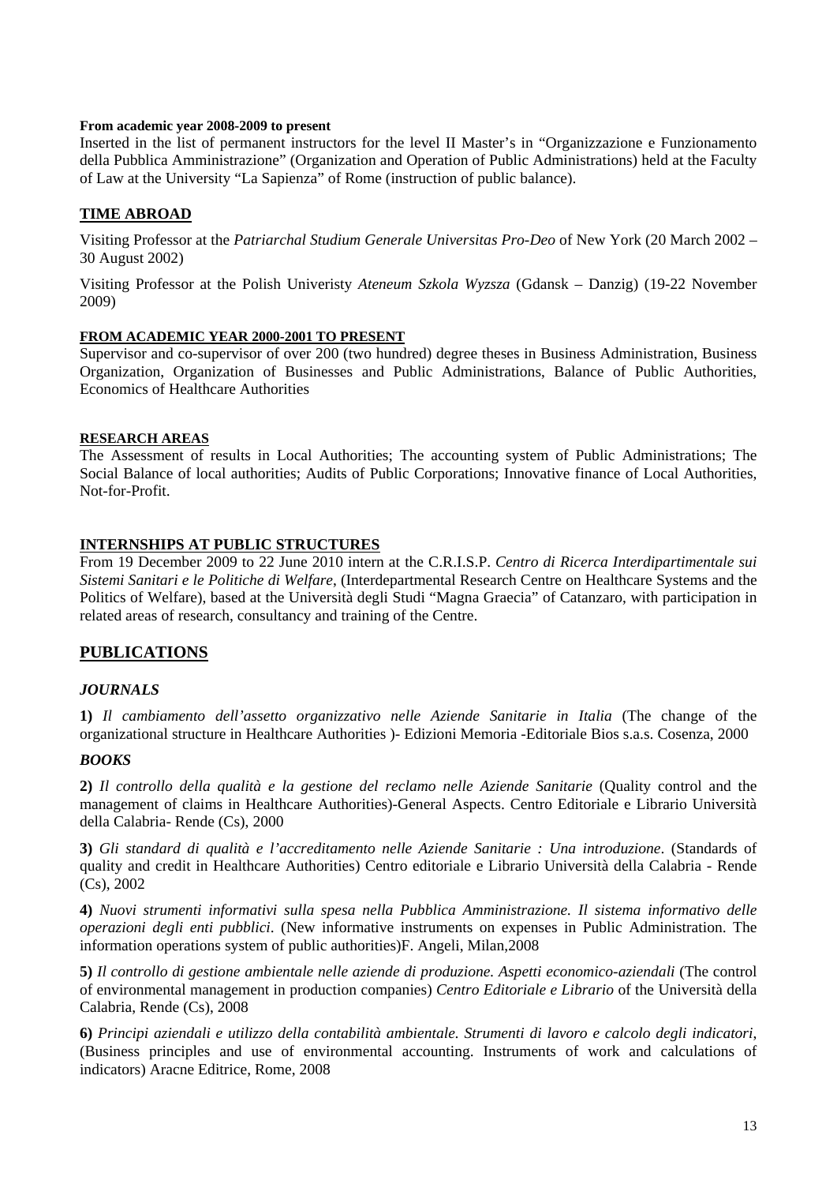**From academic year 2008-2009 to present**

Inserted in the list of permanent instructors for the level II Master's in "Organizzazione e Funzionamento della Pubblica Amministrazione" (Organization and Operation of Public Administrations) held at the Faculty of Law at the University "La Sapienza" of Rome (instruction of public balance).

## TIME ABROAD

Visiting Professor at the *Patriarchal Studium Generale Universitas Pro-Deo* of New York (20 March 2002 – 30 August 2002)

Visiting Professor at the Polish Univeristy *Ateneum Szkola Wyzsza* (Gdansk – Danzig) (19-22 November 2009)

**FROM ACADEMIC YEAR 2000-2001 TO PRESENT**

Supervisor and co-supervisor of over 200 (two hundred) degree theses in Business Administration, Business Organization, Organization of Businesses and Public Administrations, Balance of Public Authorities, Economics of Healthcare Authorities

**RESEARCH AREAS**

The Assessment of results in Local Authorities; The accounting system of Public Administrations; The Social Balance of local authorities; Audits of Public Corporations; Innovative finance of Local Authorities, Not-for-Profit.

## INTERNSHIPS AT PUBLIC STRUCTURES

From 19 December 2009 to 22 June 2010 intern at the C.R.I.S.P. *Centro di Ricerca Interdipartimentale sui Sistemi Sanitari e le Politiche di Welfare*, (Interdepartmental Research Centre on Healthcare Systems and the Politics of Welfare), based at the Università degli Studi "Magna Graecia" of Catanzaro, with participation in related areas of research, consultancy and training of the Centre.

# PUBLICATIONS

### *JOURNALS*

**1)** *Il cambiamento dell'assetto organizzativo nelle Aziende Sanitarie in Italia* (The change of the organizational structure in Healthcare Authorities )- Edizioni Memoria -Editoriale Bios s.a.s. Cosenza, 2000

### *BOOKS*

**2)** *Il controllo della qualità e la gestione del reclamo nelle Aziende Sanitarie* (Quality control and the management of claims in Healthcare Authorities)-General Aspects. Centro Editoriale e Librario Università della Calabria- Rende (Cs), 2000

**3)** *Gli standard di qualità e l'accreditamento nelle Aziende Sanitarie : Una introduzione*. (Standards of quality and credit in Healthcare Authorities) Centro editoriale e Librario Università della Calabria - Rende (Cs), 2002

**4)** *Nuovi strumenti informativi sulla spesa nella Pubblica Amministrazione. Il sistema informativo delle operazioni degli enti pubblici*. (New informative instruments on expenses in Public Administration. The information operations system of public authorities)F. Angeli, Milan,2008

**5)** *Il controllo di gestione ambientale nelle aziende di produzione. Aspetti economico-aziendali* (The control of environmental management in production companies) *Centro Editoriale e Librario* of the Università della Calabria, Rende (Cs), 2008

**6)** *Principi aziendali e utilizzo della contabilità ambientale. Strumenti di lavoro e calcolo degli indicatori*, (Business principles and use of environmental accounting. Instruments of work and calculations of indicators) Aracne Editrice, Rome, 2008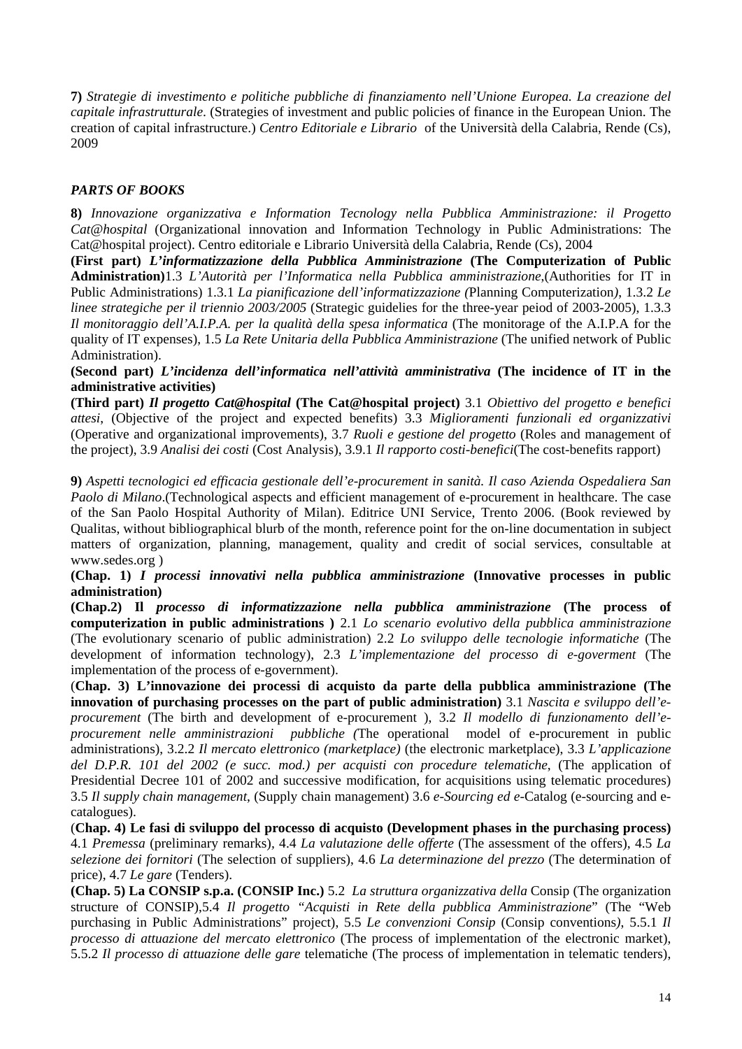**7)** *Strategie di investimento e politiche pubbliche di finanziamento nell'Unione Europea. La creazione del capitale infrastrutturale.* (Strategies of investment and public policies of finance in the European Union. The creation of capital infrastructure.) *Centro Editoriale e Librario* of the Università della Calabria, Rende (Cs), 2009

### *PARTS OF BOOKS*

**8)** *Innovazione organizzativa e Information Tecnology nella Pubblica Amministrazione: il Progetto Cat@hospital* (Organizational innovation and Information Technology in Public Administrations: The Cat@hospital project). Centro editoriale e Librario Università della Calabria, Rende (Cs), 2004

**(First part)** ***L'informatizzazione della Pubblica Amministrazione*** **(The Computerization of Public Administration)**1.3 *L'Autorità per l'Informatica nella Pubblica amministrazione*,(Authorities for IT in Public Administrations) 1.3.1 *La pianificazione dell'informatizzazione (*Planning Computerization*),* 1.3.2 *Le linee strategiche per il triennio 2003/2005* (Strategic guidelies for the three-year peiod of 2003-2005), 1.3.3 *Il monitoraggio dell'A.I.P.A. per la qualità della spesa informatica* (The monitorage of the A.I.P.A for the quality of IT expenses), 1.5 *La Rete Unitaria della Pubblica Amministrazione* (The unified network of Public Administration).

**(Second part)** ***L'incidenza dell'informatica nell'attività amministrativa*** **(The incidence of IT in the administrative activities)**

**(Third part)** ***Il progetto Cat@hospital*** **(The Cat@hospital project)** 3.1 *Obiettivo del progetto e benefici attesi*, (Objective of the project and expected benefits) 3.3 *Miglioramenti funzionali ed organizzativi* (Operative and organizational improvements), 3.7 *Ruoli e gestione del progetto* (Roles and management of the project), 3.9 *Analisi dei costi* (Cost Analysis), 3.9.1 *Il rapporto costi-benefici*(The cost-benefits rapport)

**9)** *Aspetti tecnologici ed efficacia gestionale dell'e-procurement in sanità. Il caso Azienda Ospedaliera San Paolo di Milano*.(Technological aspects and efficient management of e-procurement in healthcare. The case of the San Paolo Hospital Authority of Milan). Editrice UNI Service, Trento 2006. (Book reviewed by Qualitas, without bibliographical blurb of the month, reference point for the on-line documentation in subject matters of organization, planning, management, quality and credit of social services, consultable at www.sedes.org )

**(Chap. 1)** ***I processi innovativi nella pubblica amministrazione*** **(Innovative processes in public administration)**

**(Chap.2) Il** ***processo di informatizzazione nella pubblica amministrazione*** **(The process of computerization in public administrations )** 2.1 *Lo scenario evolutivo della pubblica amministrazione* (The evolutionary scenario of public administration) 2.2 *Lo sviluppo delle tecnologie informatiche* (The development of information technology), 2.3 *L'implementazione del processo di e-goverment* (The implementation of the process of e-government).

(**Chap. 3) L'innovazione dei processi di acquisto da parte della pubblica amministrazione (The innovation of purchasing processes on the part of public administration)** 3.1 *Nascita e sviluppo dell'e-procurement* (The birth and development of e-procurement ), 3.2 *Il modello di funzionamento dell'e-procurement nelle amministrazioni pubbliche (*The operational model of e-procurement in public administrations), 3.2.2 *Il mercato elettronico (marketplace)* (the electronic marketplace), 3.3 *L'applicazione del D.P.R. 101 del 2002 (e succ. mod.) per acquisti con procedure telematiche*, (The application of Presidential Decree 101 of 2002 and successive modification, for acquisitions using telematic procedures) 3.5 *Il supply chain management*, (Supply chain management) 3.6 *e-Sourcing ed e-*Catalog (e-sourcing and e-catalogues).

(**Chap. 4) Le fasi di sviluppo del processo di acquisto (Development phases in the purchasing process)** 4.1 *Premessa* (preliminary remarks), 4.4 *La valutazione delle offerte* (The assessment of the offers), 4.5 *La selezione dei fornitori* (The selection of suppliers), 4.6 *La determinazione del prezzo* (The determination of price), 4.7 *Le gare* (Tenders).

**(Chap. 5) La CONSIP s.p.a. (CONSIP Inc.)** 5.2 *La struttura organizzativa della* Consip (The organization structure of CONSIP),5.4 *Il progetto "Acquisti in Rete della pubblica Amministrazione*" (The "Web purchasing in Public Administrations" project), 5.5 *Le convenzioni Consip* (Consip conventions*)*, 5.5.1 *Il processo di attuazione del mercato elettronico* (The process of implementation of the electronic market), 5.5.2 *Il processo di attuazione delle gare* telematiche (The process of implementation in telematic tenders),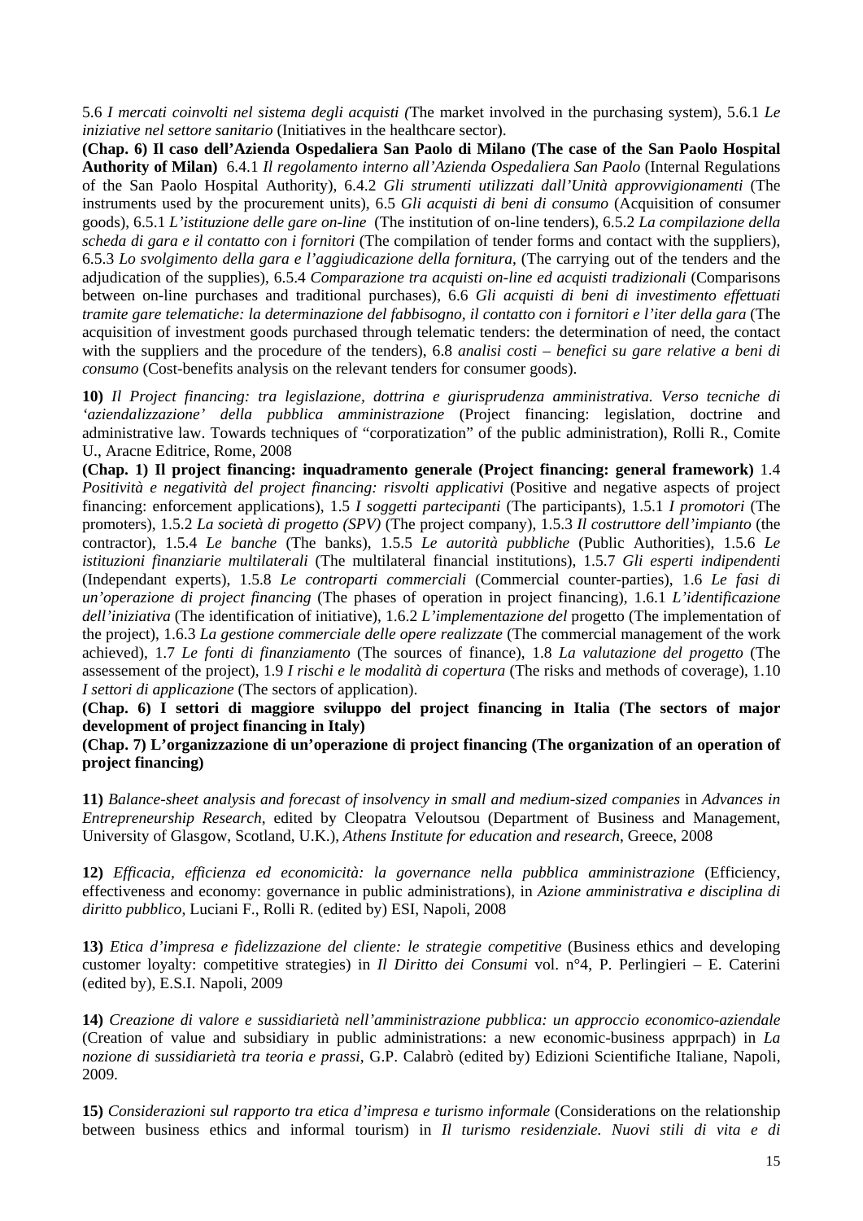5.6 *I mercati coinvolti nel sistema degli acquisti (*The market involved in the purchasing system), 5.6.1 *Le iniziative nel settore sanitario* (Initiatives in the healthcare sector).

**(Chap. 6) Il caso dell'Azienda Ospedaliera San Paolo di Milano (The case of the San Paolo Hospital Authority of Milan)** 6.4.1 *Il regolamento interno all'Azienda Ospedaliera San Paolo* (Internal Regulations of the San Paolo Hospital Authority), 6.4.2 *Gli strumenti utilizzati dall'Unità approvvigionamenti* (The instruments used by the procurement units), 6.5 *Gli acquisti di beni di consumo* (Acquisition of consumer goods), 6.5.1 *L'istituzione delle gare on-line* (The institution of on-line tenders), 6.5.2 *La compilazione della scheda di gara e il contatto con i fornitori* (The compilation of tender forms and contact with the suppliers), 6.5.3 *Lo svolgimento della gara e l'aggiudicazione della fornitura*, (The carrying out of the tenders and the adjudication of the supplies), 6.5.4 *Comparazione tra acquisti on-line ed acquisti tradizionali* (Comparisons between on-line purchases and traditional purchases), 6.6 *Gli acquisti di beni di investimento effettuati tramite gare telematiche: la determinazione del fabbisogno, il contatto con i fornitori e l'iter della gara* (The acquisition of investment goods purchased through telematic tenders: the determination of need, the contact with the suppliers and the procedure of the tenders), 6.8 *analisi costi – benefici su gare relative a beni di consumo* (Cost-benefits analysis on the relevant tenders for consumer goods).

**10)** *Il Project financing: tra legislazione, dottrina e giurisprudenza amministrativa. Verso tecniche di 'aziendalizzazione' della pubblica amministrazione* (Project financing: legislation, doctrine and administrative law. Towards techniques of "corporatization" of the public administration), Rolli R., Comite U., Aracne Editrice, Rome, 2008

**(Chap. 1) Il project financing: inquadramento generale (Project financing: general framework)** 1.4 *Positività e negatività del project financing: risvolti applicativi* (Positive and negative aspects of project financing: enforcement applications), 1.5 *I soggetti partecipanti* (The participants), 1.5.1 *I promotori* (The promoters), 1.5.2 *La società di progetto (SPV)* (The project company), 1.5.3 *Il costruttore dell'impianto* (the contractor), 1.5.4 *Le banche* (The banks), 1.5.5 *Le autorità pubbliche* (Public Authorities), 1.5.6 *Le istituzioni finanziarie multilaterali* (The multilateral financial institutions), 1.5.7 *Gli esperti indipendenti* (Independant experts), 1.5.8 *Le controparti commerciali* (Commercial counter-parties), 1.6 *Le fasi di un'operazione di project financing* (The phases of operation in project financing), 1.6.1 *L'identificazione dell'iniziativa* (The identification of initiative), 1.6.2 *L'implementazione del* progetto (The implementation of the project), 1.6.3 *La gestione commerciale delle opere realizzate* (The commercial management of the work achieved), 1.7 *Le fonti di finanziamento* (The sources of finance), 1.8 *La valutazione del progetto* (The assessement of the project), 1.9 *I rischi e le modalità di copertura* (The risks and methods of coverage), 1.10 *I settori di applicazione* (The sectors of application).

**(Chap. 6) I settori di maggiore sviluppo del project financing in Italia (The sectors of major development of project financing in Italy)**

**(Chap. 7) L'organizzazione di un'operazione di project financing (The organization of an operation of project financing)**

**11)** *Balance-sheet analysis and forecast of insolvency in small and medium-sized companies* in *Advances in Entrepreneurship Research*, edited by Cleopatra Veloutsou (Department of Business and Management, University of Glasgow, Scotland, U.K.), *Athens Institute for education and research*, Greece, 2008

**12)** *Efficacia, efficienza ed economicità: la governance nella pubblica amministrazione* (Efficiency, effectiveness and economy: governance in public administrations), in *Azione amministrativa e disciplina di diritto pubblico*, Luciani F., Rolli R. (edited by) ESI, Napoli, 2008

**13)** *Etica d'impresa e fidelizzazione del cliente: le strategie competitive* (Business ethics and developing customer loyalty: competitive strategies) in *Il Diritto dei Consumi* vol. n°4, P. Perlingieri – E. Caterini (edited by), E.S.I. Napoli, 2009

**14)** *Creazione di valore e sussidiarietà nell'amministrazione pubblica: un approccio economico-aziendale* (Creation of value and subsidiary in public administrations: a new economic-business apprpach) in *La nozione di sussidiarietà tra teoria e prassi*, G.P. Calabrò (edited by) Edizioni Scientifiche Italiane, Napoli, 2009.

**15)** *Considerazioni sul rapporto tra etica d'impresa e turismo informale* (Considerations on the relationship between business ethics and informal tourism) in *Il turismo residenziale. Nuovi stili di vita e di*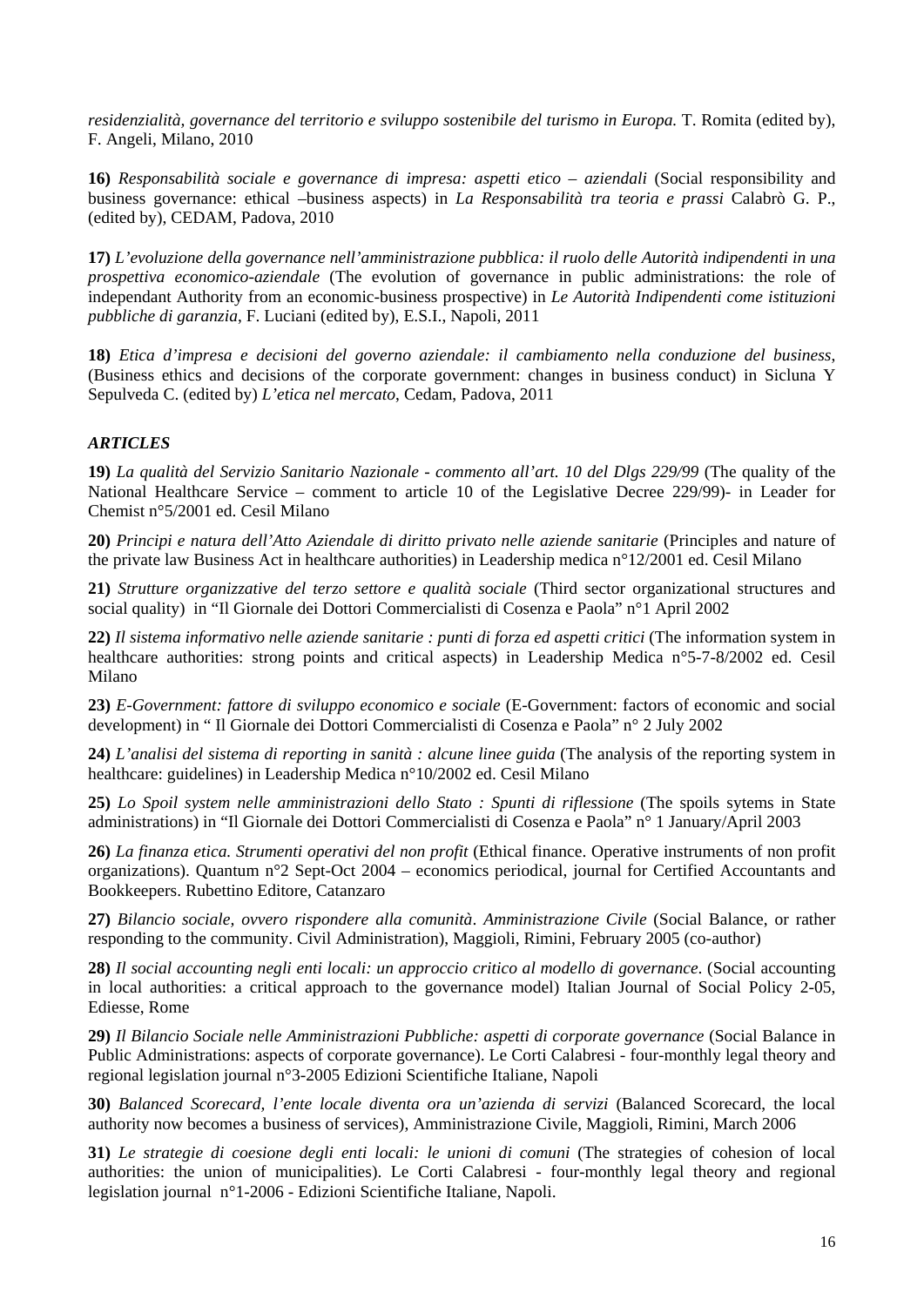*residenzialità, governance del territorio e sviluppo sostenibile del turismo in Europa.* T. Romita (edited by), F. Angeli, Milano, 2010

**16)** *Responsabilità sociale e governance di impresa: aspetti etico – aziendali* (Social responsibility and business governance: ethical –business aspects) in *La Responsabilità tra teoria e prassi* Calabrò G. P., (edited by), CEDAM, Padova, 2010

**17)** *L'evoluzione della governance nell'amministrazione pubblica: il ruolo delle Autorità indipendenti in una prospettiva economico-aziendale* (The evolution of governance in public administrations: the role of independant Authority from an economic-business prospective) in *Le Autorità Indipendenti come istituzioni pubbliche di garanzia*, F. Luciani (edited by), E.S.I., Napoli, 2011

**18)** *Etica d'impresa e decisioni del governo aziendale: il cambiamento nella conduzione del business*, (Business ethics and decisions of the corporate government: changes in business conduct) in Sicluna Y Sepulveda C. (edited by) *L'etica nel mercato*, Cedam, Padova, 2011

### *ARTICLES*

**19)** *La qualità del Servizio Sanitario Nazionale - commento all'art. 10 del Dlgs 229/99* (The quality of the National Healthcare Service – comment to article 10 of the Legislative Decree 229/99)- in Leader for Chemist n°5/2001 ed. Cesil Milano

**20)** *Principi e natura dell'Atto Aziendale di diritto privato nelle aziende sanitarie* (Principles and nature of the private law Business Act in healthcare authorities) in Leadership medica n°12/2001 ed. Cesil Milano

**21)** *Strutture organizzative del terzo settore e qualità sociale* (Third sector organizational structures and social quality) in "Il Giornale dei Dottori Commercialisti di Cosenza e Paola" n°1 April 2002

**22)** *Il sistema informativo nelle aziende sanitarie : punti di forza ed aspetti critici* (The information system in healthcare authorities: strong points and critical aspects) in Leadership Medica n°5-7-8/2002 ed. Cesil Milano

**23)** *E-Government: fattore di sviluppo economico e sociale* (E-Government: factors of economic and social development) in " Il Giornale dei Dottori Commercialisti di Cosenza e Paola" n° 2 July 2002

**24)** *L'analisi del sistema di reporting in sanità : alcune linee guida* (The analysis of the reporting system in healthcare: guidelines) in Leadership Medica n°10/2002 ed. Cesil Milano

**25)** *Lo Spoil system nelle amministrazioni dello Stato : Spunti di riflessione* (The spoils sytems in State administrations) in "Il Giornale dei Dottori Commercialisti di Cosenza e Paola" n° 1 January/April 2003

**26)** *La finanza etica. Strumenti operativi del non profit* (Ethical finance. Operative instruments of non profit organizations). Quantum n°2 Sept-Oct 2004 – economics periodical, journal for Certified Accountants and Bookkeepers. Rubettino Editore, Catanzaro

**27)** *Bilancio sociale, ovvero rispondere alla comunità*. *Amministrazione Civile* (Social Balance, or rather responding to the community. Civil Administration), Maggioli, Rimini, February 2005 (co-author)

**28)** *Il social accounting negli enti locali: un approccio critico al modello di governance.* (Social accounting in local authorities: a critical approach to the governance model) Italian Journal of Social Policy 2-05, Ediesse, Rome

**29)** *Il Bilancio Sociale nelle Amministrazioni Pubbliche: aspetti di corporate governance* (Social Balance in Public Administrations: aspects of corporate governance). Le Corti Calabresi - four-monthly legal theory and regional legislation journal n°3-2005 Edizioni Scientifiche Italiane, Napoli

**30)** *Balanced Scorecard, l'ente locale diventa ora un'azienda di servizi* (Balanced Scorecard, the local authority now becomes a business of services), Amministrazione Civile, Maggioli, Rimini, March 2006

**31)** *Le strategie di coesione degli enti locali: le unioni di comuni* (The strategies of cohesion of local authorities: the union of municipalities). Le Corti Calabresi - four-monthly legal theory and regional legislation journal n°1-2006 - Edizioni Scientifiche Italiane, Napoli.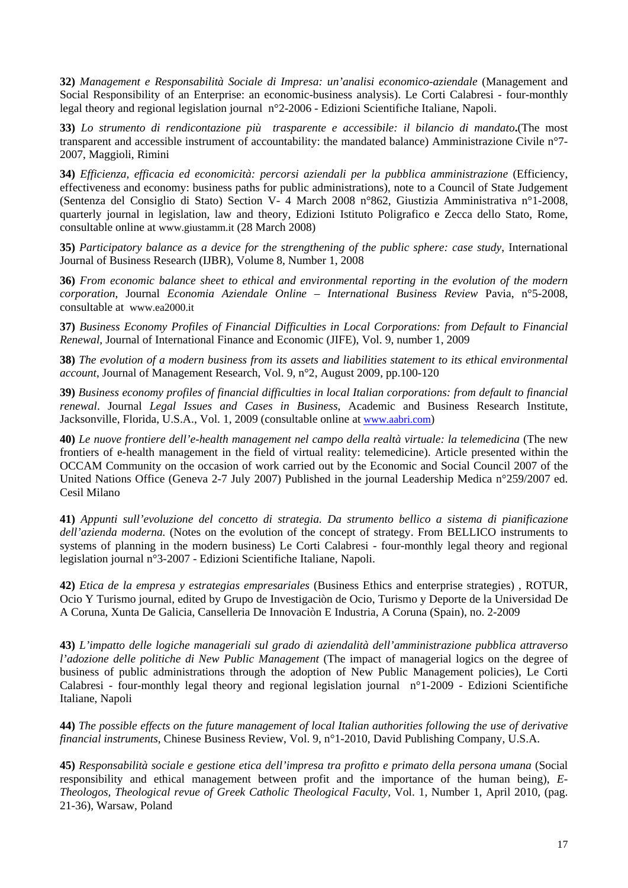**32)** *Management e Responsabilità Sociale di Impresa: un'analisi economico-aziendale* (Management and Social Responsibility of an Enterprise: an economic-business analysis). Le Corti Calabresi - four-monthly legal theory and regional legislation journal n°2-2006 - Edizioni Scientifiche Italiane, Napoli.

**33)** *Lo strumento di rendicontazione più trasparente e accessibile: il bilancio di mandato***.**(The most transparent and accessible instrument of accountability: the mandated balance) Amministrazione Civile n°7-2007, Maggioli, Rimini

**34)** *Efficienza, efficacia ed economicità: percorsi aziendali per la pubblica amministrazione* (Efficiency, effectiveness and economy: business paths for public administrations), note to a Council of State Judgement (Sentenza del Consiglio di Stato) Section V- 4 March 2008 n°862, Giustizia Amministrativa n°1-2008, quarterly journal in legislation, law and theory, Edizioni Istituto Poligrafico e Zecca dello Stato, Rome, consultable online at www.giustamm.it (28 March 2008)

**35)** *Participatory balance as a device for the strengthening of the public sphere: case study*, International Journal of Business Research (IJBR), Volume 8, Number 1, 2008

**36)** *From economic balance sheet to ethical and environmental reporting in the evolution of the modern corporation*, Journal *Economia Aziendale Online – International Business Review* Pavia, n°5-2008, consultable at www.ea2000.it

**37)** *Business Economy Profiles of Financial Difficulties in Local Corporations: from Default to Financial Renewal*, Journal of International Finance and Economic (JIFE), Vol. 9, number 1, 2009

**38)** *The evolution of a modern business from its assets and liabilities statement to its ethical environmental account*, Journal of Management Research, Vol. 9, n°2, August 2009, pp.100-120

**39)** *Business economy profiles of financial difficulties in local Italian corporations: from default to financial renewal*. Journal *Legal Issues and Cases in Business*, Academic and Business Research Institute, Jacksonville, Florida, U.S.A., Vol. 1, 2009 (consultable online at www.aabri.com)

**40)** *Le nuove frontiere dell'e-health management nel campo della realtà virtuale: la telemedicina* (The new frontiers of e-health management in the field of virtual reality: telemedicine). Article presented within the OCCAM Community on the occasion of work carried out by the Economic and Social Council 2007 of the United Nations Office (Geneva 2-7 July 2007) Published in the journal Leadership Medica n°259/2007 ed. Cesil Milano

**41)** *Appunti sull'evoluzione del concetto di strategia. Da strumento bellico a sistema di pianificazione dell'azienda moderna.* (Notes on the evolution of the concept of strategy. From BELLICO instruments to systems of planning in the modern business) Le Corti Calabresi - four-monthly legal theory and regional legislation journal n°3-2007 - Edizioni Scientifiche Italiane, Napoli.

**42)** *Etica de la empresa y estrategias empresariales* (Business Ethics and enterprise strategies) , ROTUR, Ocio Y Turismo journal, edited by Grupo de Investigaciòn de Ocio, Turismo y Deporte de la Universidad De A Coruna, Xunta De Galicia, Canselleria De Innovaciòn E Industria, A Coruna (Spain), no. 2-2009

**43)** *L'impatto delle logiche manageriali sul grado di aziendalità dell'amministrazione pubblica attraverso l'adozione delle politiche di New Public Management* (The impact of managerial logics on the degree of business of public administrations through the adoption of New Public Management policies), Le Corti Calabresi - four-monthly legal theory and regional legislation journal n°1-2009 - Edizioni Scientifiche Italiane, Napoli

**44)** *The possible effects on the future management of local Italian authorities following the use of derivative financial instruments*, Chinese Business Review, Vol. 9, n°1-2010, David Publishing Company, U.S.A.

**45)** *Responsabilità sociale e gestione etica dell'impresa tra profitto e primato della persona umana* (Social responsibility and ethical management between profit and the importance of the human being), *E-Theologos, Theological revue of Greek Catholic Theological Faculty,* Vol. 1, Number 1, April 2010, (pag. 21-36), Warsaw, Poland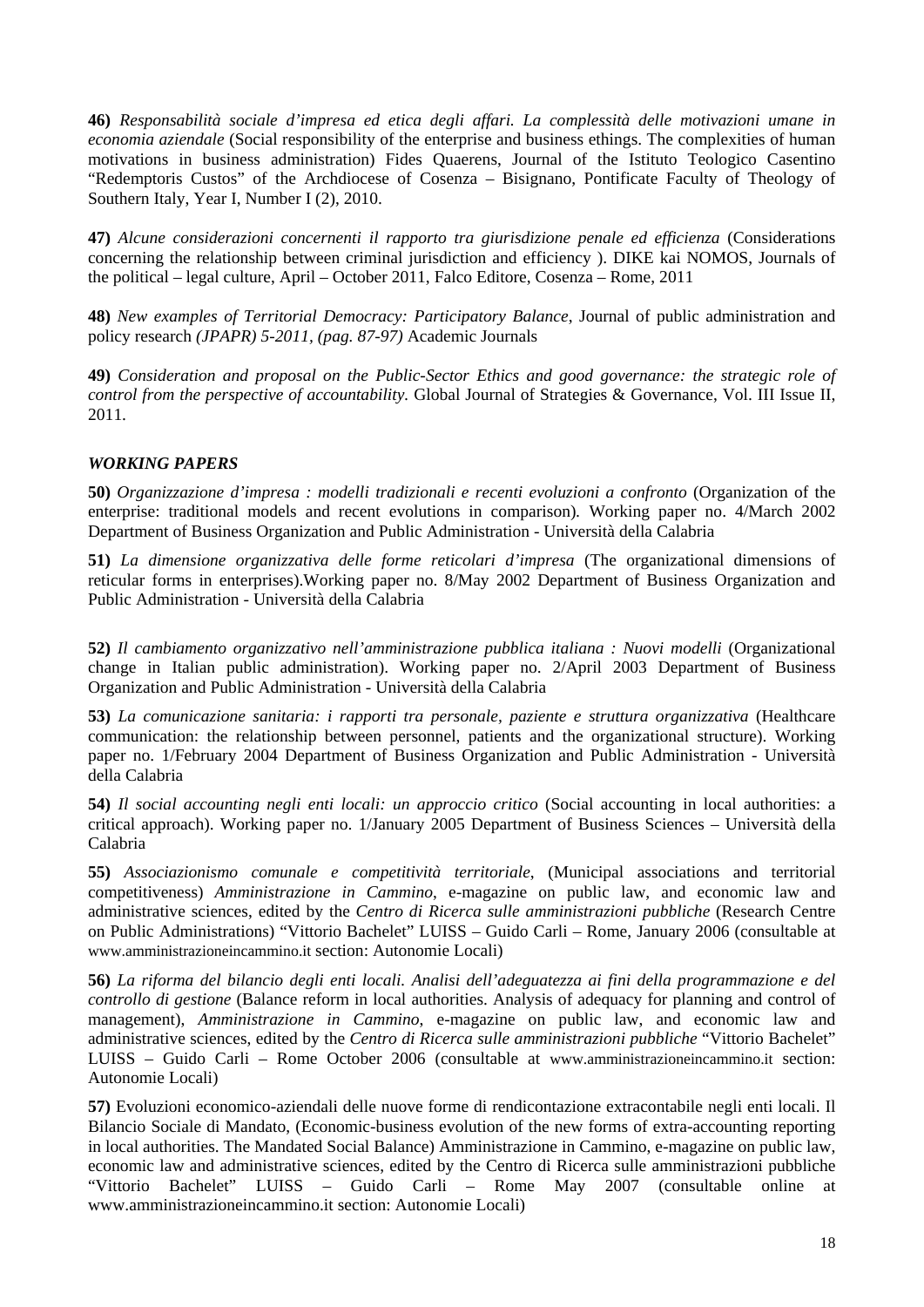**46)** *Responsabilità sociale d'impresa ed etica degli affari. La complessità delle motivazioni umane in economia aziendale* (Social responsibility of the enterprise and business ethings. The complexities of human motivations in business administration) Fides Quaerens, Journal of the Istituto Teologico Casentino "Redemptoris Custos" of the Archdiocese of Cosenza – Bisignano, Pontificate Faculty of Theology of Southern Italy, Year I, Number I (2), 2010.

**47)** *Alcune considerazioni concernenti il rapporto tra giurisdizione penale ed efficienza* (Considerations concerning the relationship between criminal jurisdiction and efficiency ). DIKE kai NOMOS, Journals of the political – legal culture, April – October 2011, Falco Editore, Cosenza – Rome, 2011

**48)** *New examples of Territorial Democracy: Participatory Balance*, Journal of public administration and policy research *(JPAPR) 5-2011, (pag. 87-97)* Academic Journals

**49)** *Consideration and proposal on the Public-Sector Ethics and good governance: the strategic role of control from the perspective of accountability.* Global Journal of Strategies & Governance, Vol. III Issue II, 2011.

### *WORKING PAPERS*

**50)** *Organizzazione d'impresa : modelli tradizionali e recenti evoluzioni a confronto* (Organization of the enterprise: traditional models and recent evolutions in comparison)*.* Working paper no. 4/March 2002 Department of Business Organization and Public Administration - Università della Calabria

**51)** *La dimensione organizzativa delle forme reticolari d'impresa* (The organizational dimensions of reticular forms in enterprises).Working paper no. 8/May 2002 Department of Business Organization and Public Administration - Università della Calabria

**52)** *Il cambiamento organizzativo nell'amministrazione pubblica italiana : Nuovi modelli* (Organizational change in Italian public administration). Working paper no. 2/April 2003 Department of Business Organization and Public Administration - Università della Calabria

**53)** *La comunicazione sanitaria: i rapporti tra personale, paziente e struttura organizzativa* (Healthcare communication: the relationship between personnel, patients and the organizational structure). Working paper no. 1/February 2004 Department of Business Organization and Public Administration - Università della Calabria

**54)** *Il social accounting negli enti locali: un approccio critico* (Social accounting in local authorities: a critical approach). Working paper no. 1/January 2005 Department of Business Sciences – Università della Calabria

**55)** *Associazionismo comunale e competitività territoriale*, (Municipal associations and territorial competitiveness) *Amministrazione in Cammino*, e-magazine on public law, and economic law and administrative sciences, edited by the *Centro di Ricerca sulle amministrazioni pubbliche* (Research Centre on Public Administrations) "Vittorio Bachelet" LUISS – Guido Carli – Rome, January 2006 (consultable at www.amministrazioneincammino.it section: Autonomie Locali)

**56)** *La riforma del bilancio degli enti locali. Analisi dell'adeguatezza ai fini della programmazione e del controllo di gestione* (Balance reform in local authorities. Analysis of adequacy for planning and control of management), *Amministrazione in Cammino*, e-magazine on public law, and economic law and administrative sciences, edited by the *Centro di Ricerca sulle amministrazioni pubbliche* "Vittorio Bachelet" LUISS – Guido Carli – Rome October 2006 (consultable at www.amministrazioneincammino.it section: Autonomie Locali)

**57)** Evoluzioni economico-aziendali delle nuove forme di rendicontazione extracontabile negli enti locali. Il Bilancio Sociale di Mandato, (Economic-business evolution of the new forms of extra-accounting reporting in local authorities. The Mandated Social Balance) Amministrazione in Cammino, e-magazine on public law, economic law and administrative sciences, edited by the Centro di Ricerca sulle amministrazioni pubbliche "Vittorio Bachelet" LUISS – Guido Carli – Rome May 2007 (consultable online at www.amministrazioneincammino.it section: Autonomie Locali)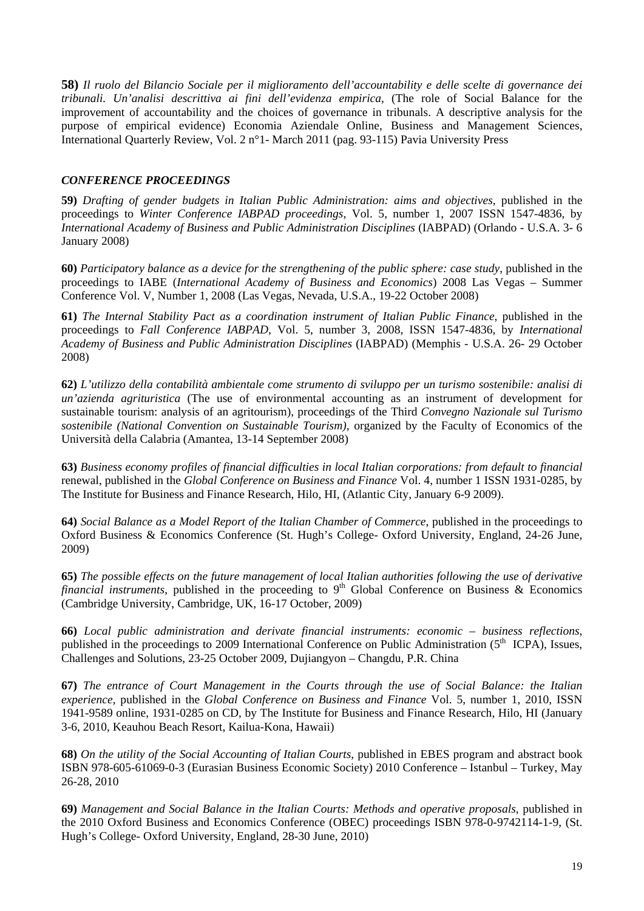**58)** *Il ruolo del Bilancio Sociale per il miglioramento dell'accountability e delle scelte di governance dei tribunali. Un'analisi descrittiva ai fini dell'evidenza empirica*, (The role of Social Balance for the improvement of accountability and the choices of governance in tribunals. A descriptive analysis for the purpose of empirical evidence) Economia Aziendale Online, Business and Management Sciences, International Quarterly Review, Vol. 2 n°1- March 2011 (pag. 93-115) Pavia University Press

### *CONFERENCE PROCEEDINGS*

**59)** *Drafting of gender budgets in Italian Public Administration: aims and objectives*, published in the proceedings to *Winter Conference IABPAD proceedings*, Vol. 5, number 1, 2007 ISSN 1547-4836, by *International Academy of Business and Public Administration Disciplines* (IABPAD) (Orlando - U.S.A. 3- 6 January 2008)

**60)** *Participatory balance as a device for the strengthening of the public sphere: case study*, published in the proceedings to IABE (*International Academy of Business and Economics*) 2008 Las Vegas – Summer Conference Vol. V, Number 1, 2008 (Las Vegas, Nevada, U.S.A., 19-22 October 2008)

**61)** *The Internal Stability Pact as a coordination instrument of Italian Public Finance*, published in the proceedings to *Fall Conference IABPAD*, Vol. 5, number 3, 2008, ISSN 1547-4836, by *International Academy of Business and Public Administration Disciplines* (IABPAD) (Memphis - U.S.A. 26- 29 October 2008)

**62)** *L'utilizzo della contabilità ambientale come strumento di sviluppo per un turismo sostenibile: analisi di un'azienda agrituristica* (The use of environmental accounting as an instrument of development for sustainable tourism: analysis of an agritourism), proceedings of the Third *Convegno Nazionale sul Turismo sostenibile (National Convention on Sustainable Tourism)*, organized by the Faculty of Economics of the Università della Calabria (Amantea, 13-14 September 2008)

**63)** *Business economy profiles of financial difficulties in local Italian corporations: from default to financial* renewal, published in the *Global Conference on Business and Finance* Vol. 4, number 1 ISSN 1931-0285, by The Institute for Business and Finance Research, Hilo, HI, (Atlantic City, January 6-9 2009).

**64)** *Social Balance as a Model Report of the Italian Chamber of Commerce*, published in the proceedings to Oxford Business & Economics Conference (St. Hugh's College- Oxford University, England, 24-26 June, 2009)

**65)** *The possible effects on the future management of local Italian authorities following the use of derivative financial instruments*, published in the proceeding to 9th Global Conference on Business & Economics (Cambridge University, Cambridge, UK, 16-17 October, 2009)

**66)** *Local public administration and derivate financial instruments: economic – business reflections*, published in the proceedings to 2009 International Conference on Public Administration (5th ICPA), Issues, Challenges and Solutions, 23-25 October 2009, Dujiangyon – Changdu, P.R. China

**67)** *The entrance of Court Management in the Courts through the use of Social Balance: the Italian experience*, published in the *Global Conference on Business and Finance* Vol. 5, number 1, 2010, ISSN 1941-9589 online, 1931-0285 on CD, by The Institute for Business and Finance Research, Hilo, HI (January 3-6, 2010, Keauhou Beach Resort, Kailua-Kona, Hawaii)

**68)** *On the utility of the Social Accounting of Italian Courts*, published in EBES program and abstract book ISBN 978-605-61069-0-3 (Eurasian Business Economic Society) 2010 Conference – Istanbul – Turkey, May 26-28, 2010

**69)** *Management and Social Balance in the Italian Courts: Methods and operative proposals*, published in the 2010 Oxford Business and Economics Conference (OBEC) proceedings ISBN 978-0-9742114-1-9, (St. Hugh's College- Oxford University, England, 28-30 June, 2010)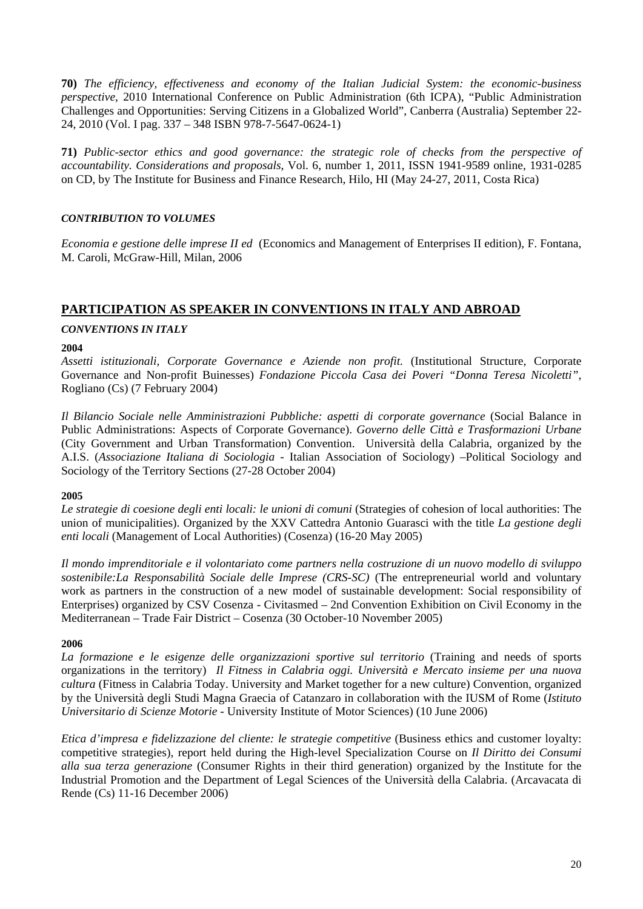**70)** *The efficiency, effectiveness and economy of the Italian Judicial System: the economic-business perspective*, 2010 International Conference on Public Administration (6th ICPA), "Public Administration Challenges and Opportunities: Serving Citizens in a Globalized World", Canberra (Australia) September 22-24, 2010 (Vol. I pag. 337 – 348 ISBN 978-7-5647-0624-1)

**71)** *Public-sector ethics and good governance: the strategic role of checks from the perspective of accountability. Considerations and proposals*, Vol. 6, number 1, 2011, ISSN 1941-9589 online, 1931-0285 on CD, by The Institute for Business and Finance Research, Hilo, HI (May 24-27, 2011, Costa Rica)

***CONTRIBUTION TO VOLUMES***

*Economia e gestione delle imprese II ed* (Economics and Management of Enterprises II edition), F. Fontana, M. Caroli, McGraw-Hill, Milan, 2006

## PARTICIPATION AS SPEAKER IN CONVENTIONS IN ITALY AND ABROAD

***CONVENTIONS IN ITALY***

**2004**

*Assetti istituzionali, Corporate Governance e Aziende non profit.* (Institutional Structure, Corporate Governance and Non-profit Buinesses) *Fondazione Piccola Casa dei Poveri "Donna Teresa Nicoletti"*, Rogliano (Cs) (7 February 2004)

*Il Bilancio Sociale nelle Amministrazioni Pubbliche: aspetti di corporate governance* (Social Balance in Public Administrations: Aspects of Corporate Governance). *Governo delle Città e Trasformazioni Urbane* (City Government and Urban Transformation) Convention. Università della Calabria, organized by the A.I.S. (*Associazione Italiana di Sociologia* - Italian Association of Sociology) –Political Sociology and Sociology of the Territory Sections (27-28 October 2004)

**2005**

*Le strategie di coesione degli enti locali: le unioni di comuni* (Strategies of cohesion of local authorities: The union of municipalities). Organized by the XXV Cattedra Antonio Guarasci with the title *La gestione degli enti locali* (Management of Local Authorities) (Cosenza) (16-20 May 2005)

*Il mondo imprenditoriale e il volontariato come partners nella costruzione di un nuovo modello di sviluppo sostenibile:La Responsabilità Sociale delle Imprese (CRS-SC)* (The entrepreneurial world and voluntary work as partners in the construction of a new model of sustainable development: Social responsibility of Enterprises) organized by CSV Cosenza - Civitasmed – 2nd Convention Exhibition on Civil Economy in the Mediterranean – Trade Fair District – Cosenza (30 October-10 November 2005)

**2006**

*La formazione e le esigenze delle organizzazioni sportive sul territorio* (Training and needs of sports organizations in the territory) *Il Fitness in Calabria oggi. Università e Mercato insieme per una nuova cultura* (Fitness in Calabria Today. University and Market together for a new culture) Convention, organized by the Università degli Studi Magna Graecia of Catanzaro in collaboration with the IUSM of Rome (*Istituto Universitario di Scienze Motorie* - University Institute of Motor Sciences) (10 June 2006)

*Etica d'impresa e fidelizzazione del cliente: le strategie competitive* (Business ethics and customer loyalty: competitive strategies), report held during the High-level Specialization Course on *Il Diritto dei Consumi alla sua terza generazione* (Consumer Rights in their third generation) organized by the Institute for the Industrial Promotion and the Department of Legal Sciences of the Università della Calabria. (Arcavacata di Rende (Cs) 11-16 December 2006)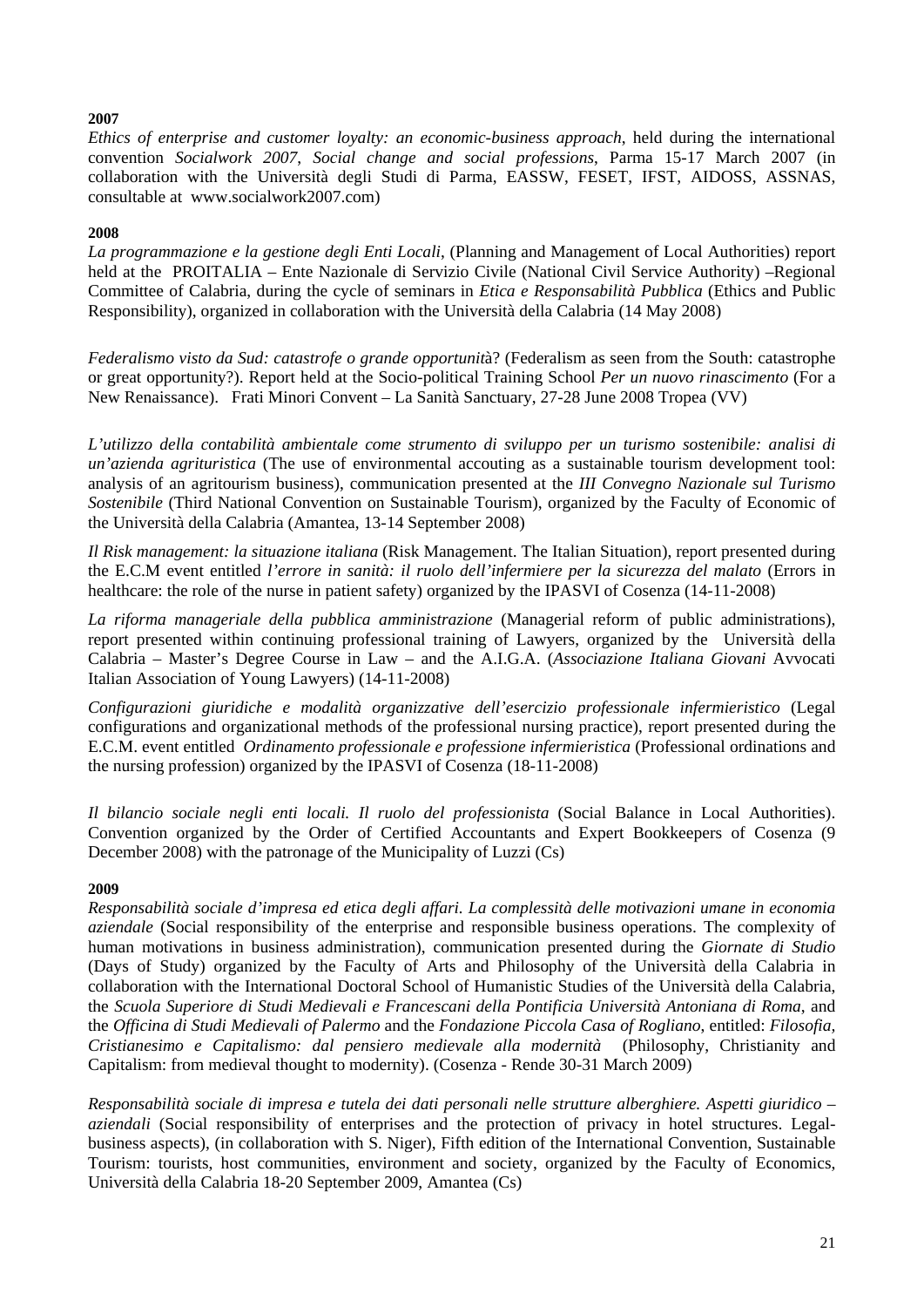**2007**

*Ethics of enterprise and customer loyalty: an economic-business approach*, held during the international convention *Socialwork 2007, Social change and social professions*, Parma 15-17 March 2007 (in collaboration with the Università degli Studi di Parma, EASSW, FESET, IFST, AIDOSS, ASSNAS, consultable at www.socialwork2007.com)

**2008**

*La programmazione e la gestione degli Enti Locali*, (Planning and Management of Local Authorities) report held at the PROITALIA – Ente Nazionale di Servizio Civile (National Civil Service Authority) –Regional Committee of Calabria, during the cycle of seminars in *Etica e Responsabilità Pubblica* (Ethics and Public Responsibility), organized in collaboration with the Università della Calabria (14 May 2008)

*Federalismo visto da Sud: catastrofe o grande opportunit*à? (Federalism as seen from the South: catastrophe or great opportunity?). Report held at the Socio-political Training School *Per un nuovo rinascimento* (For a New Renaissance). Frati Minori Convent – La Sanità Sanctuary, 27-28 June 2008 Tropea (VV)

*L'utilizzo della contabilità ambientale come strumento di sviluppo per un turismo sostenibile: analisi di un'azienda agrituristica* (The use of environmental accouting as a sustainable tourism development tool: analysis of an agritourism business), communication presented at the *III Convegno Nazionale sul Turismo Sostenibile* (Third National Convention on Sustainable Tourism), organized by the Faculty of Economic of the Università della Calabria (Amantea, 13-14 September 2008)

*Il Risk management: la situazione italiana* (Risk Management. The Italian Situation), report presented during the E.C.M event entitled *l'errore in sanità: il ruolo dell'infermiere per la sicurezza del malato* (Errors in healthcare: the role of the nurse in patient safety) organized by the IPASVI of Cosenza (14-11-2008)

*La riforma manageriale della pubblica amministrazione* (Managerial reform of public administrations), report presented within continuing professional training of Lawyers, organized by the Università della Calabria – Master's Degree Course in Law – and the A.I.G.A. (*Associazione Italiana Giovani* Avvocati Italian Association of Young Lawyers) (14-11-2008)

*Configurazioni giuridiche e modalità organizzative dell'esercizio professionale infermieristico* (Legal configurations and organizational methods of the professional nursing practice), report presented during the E.C.M. event entitled *Ordinamento professionale e professione infermieristica* (Professional ordinations and the nursing profession) organized by the IPASVI of Cosenza (18-11-2008)

*Il bilancio sociale negli enti locali. Il ruolo del professionista* (Social Balance in Local Authorities). Convention organized by the Order of Certified Accountants and Expert Bookkeepers of Cosenza (9 December 2008) with the patronage of the Municipality of Luzzi (Cs)

**2009**

*Responsabilità sociale d'impresa ed etica degli affari. La complessità delle motivazioni umane in economia aziendale* (Social responsibility of the enterprise and responsible business operations. The complexity of human motivations in business administration), communication presented during the *Giornate di Studio* (Days of Study) organized by the Faculty of Arts and Philosophy of the Università della Calabria in collaboration with the International Doctoral School of Humanistic Studies of the Università della Calabria, the *Scuola Superiore di Studi Medievali e Francescani della Pontificia Università Antoniana di Roma*, and the *Officina di Studi Medievali of Palermo* and the *Fondazione Piccola Casa of Rogliano*, entitled: *Filosofia, Cristianesimo e Capitalismo: dal pensiero medievale alla modernità* (Philosophy, Christianity and Capitalism: from medieval thought to modernity). (Cosenza - Rende 30-31 March 2009)

*Responsabilità sociale di impresa e tutela dei dati personali nelle strutture alberghiere. Aspetti giuridico – aziendali* (Social responsibility of enterprises and the protection of privacy in hotel structures. Legal-business aspects), (in collaboration with S. Niger), Fifth edition of the International Convention, Sustainable Tourism: tourists, host communities, environment and society, organized by the Faculty of Economics, Università della Calabria 18-20 September 2009, Amantea (Cs)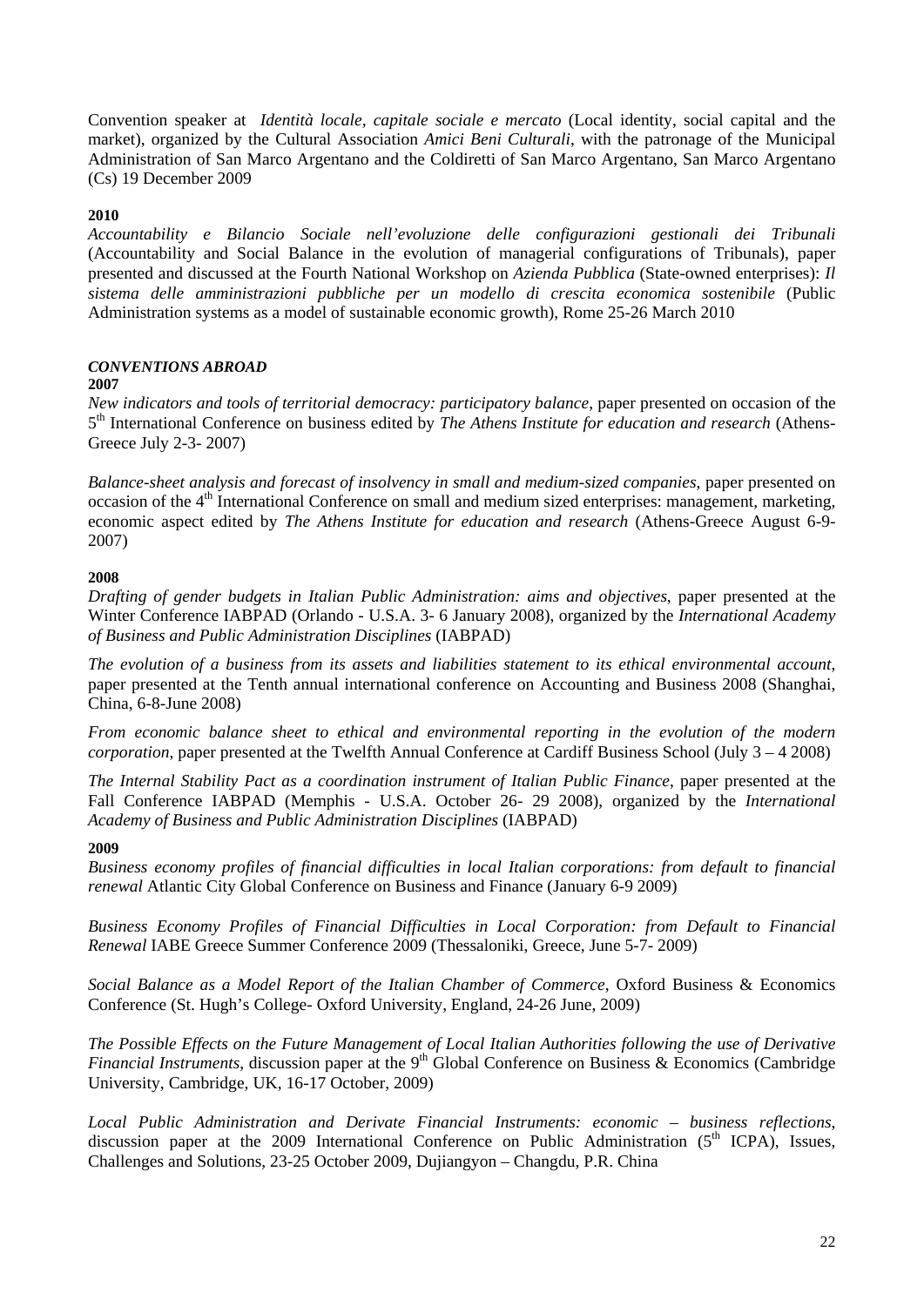Convention speaker at *Identità locale, capitale sociale e mercato* (Local identity, social capital and the market), organized by the Cultural Association *Amici Beni Culturali*, with the patronage of the Municipal Administration of San Marco Argentano and the Coldiretti of San Marco Argentano, San Marco Argentano (Cs) 19 December 2009

**2010**

*Accountability e Bilancio Sociale nell'evoluzione delle configurazioni gestionali dei Tribunali* (Accountability and Social Balance in the evolution of managerial configurations of Tribunals), paper presented and discussed at the Fourth National Workshop on *Azienda Pubblica* (State-owned enterprises): *Il sistema delle amministrazioni pubbliche per un modello di crescita economica sostenibile* (Public Administration systems as a model of sustainable economic growth), Rome 25-26 March 2010

***CONVENTIONS ABROAD***

**2007**

*New indicators and tools of territorial democracy: participatory balance*, paper presented on occasion of the 5th International Conference on business edited by *The Athens Institute for education and research* (Athens-Greece July 2-3- 2007)

*Balance-sheet analysis and forecast of insolvency in small and medium-sized companies*, paper presented on occasion of the 4th International Conference on small and medium sized enterprises: management, marketing, economic aspect edited by *The Athens Institute for education and research* (Athens-Greece August 6-9-2007)

**2008**

*Drafting of gender budgets in Italian Public Administration: aims and objectives*, paper presented at the Winter Conference IABPAD (Orlando - U.S.A. 3- 6 January 2008), organized by the *International Academy of Business and Public Administration Disciplines* (IABPAD)

*The evolution of a business from its assets and liabilities statement to its ethical environmental account*, paper presented at the Tenth annual international conference on Accounting and Business 2008 (Shanghai, China, 6-8-June 2008)

*From economic balance sheet to ethical and environmental reporting in the evolution of the modern corporation*, paper presented at the Twelfth Annual Conference at Cardiff Business School (July 3 – 4 2008)

*The Internal Stability Pact as a coordination instrument of Italian Public Finance*, paper presented at the Fall Conference IABPAD (Memphis - U.S.A. October 26- 29 2008), organized by the *International Academy of Business and Public Administration Disciplines* (IABPAD)

**2009**

*Business economy profiles of financial difficulties in local Italian corporations: from default to financial renewal* Atlantic City Global Conference on Business and Finance (January 6-9 2009)

*Business Economy Profiles of Financial Difficulties in Local Corporation: from Default to Financial Renewal* IABE Greece Summer Conference 2009 (Thessaloniki, Greece, June 5-7- 2009)

*Social Balance as a Model Report of the Italian Chamber of Commerce*, Oxford Business & Economics Conference (St. Hugh's College- Oxford University, England, 24-26 June, 2009)

*The Possible Effects on the Future Management of Local Italian Authorities following the use of Derivative Financial Instruments*, discussion paper at the 9th Global Conference on Business & Economics (Cambridge University, Cambridge, UK, 16-17 October, 2009)

*Local Public Administration and Derivate Financial Instruments: economic – business reflections*, discussion paper at the 2009 International Conference on Public Administration (5th ICPA), Issues, Challenges and Solutions, 23-25 October 2009, Dujiangyon – Changdu, P.R. China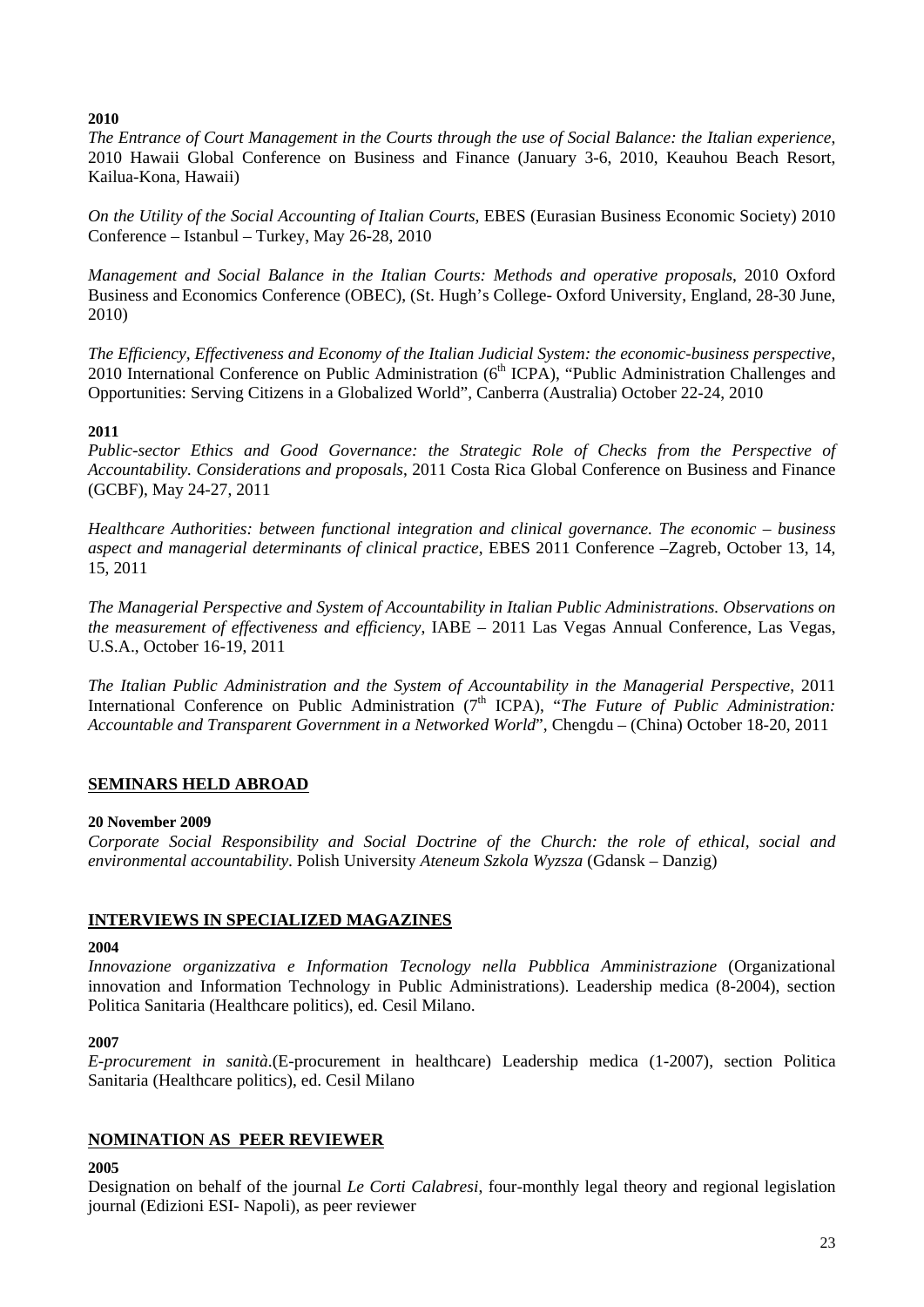**2010**

*The Entrance of Court Management in the Courts through the use of Social Balance: the Italian experience*, 2010 Hawaii Global Conference on Business and Finance (January 3-6, 2010, Keauhou Beach Resort, Kailua-Kona, Hawaii)

*On the Utility of the Social Accounting of Italian Courts*, EBES (Eurasian Business Economic Society) 2010 Conference – Istanbul – Turkey, May 26-28, 2010

*Management and Social Balance in the Italian Courts: Methods and operative proposals*, 2010 Oxford Business and Economics Conference (OBEC), (St. Hugh's College- Oxford University, England, 28-30 June, 2010)

*The Efficiency, Effectiveness and Economy of the Italian Judicial System: the economic-business perspective*, 2010 International Conference on Public Administration (6th ICPA), "Public Administration Challenges and Opportunities: Serving Citizens in a Globalized World", Canberra (Australia) October 22-24, 2010

**2011**

*Public-sector Ethics and Good Governance: the Strategic Role of Checks from the Perspective of Accountability. Considerations and proposals*, 2011 Costa Rica Global Conference on Business and Finance (GCBF), May 24-27, 2011

*Healthcare Authorities: between functional integration and clinical governance. The economic – business aspect and managerial determinants of clinical practice*, EBES 2011 Conference –Zagreb, October 13, 14, 15, 2011

*The Managerial Perspective and System of Accountability in Italian Public Administrations. Observations on the measurement of effectiveness and efficiency*, IABE – 2011 Las Vegas Annual Conference, Las Vegas, U.S.A., October 16-19, 2011

*The Italian Public Administration and the System of Accountability in the Managerial Perspective*, 2011 International Conference on Public Administration (7th ICPA), "*The Future of Public Administration: Accountable and Transparent Government in a Networked World*", Chengdu – (China) October 18-20, 2011

## SEMINARS HELD ABROAD

**20 November 2009**

*Corporate Social Responsibility and Social Doctrine of the Church: the role of ethical, social and environmental accountability*. Polish University *Ateneum Szkola Wyzsza* (Gdansk – Danzig)

## INTERVIEWS IN SPECIALIZED MAGAZINES

**2004**

*Innovazione organizzativa e Information Tecnology nella Pubblica Amministrazione* (Organizational innovation and Information Technology in Public Administrations). Leadership medica (8-2004), section Politica Sanitaria (Healthcare politics), ed. Cesil Milano.

**2007**

*E-procurement in sanità*.(E-procurement in healthcare) Leadership medica (1-2007), section Politica Sanitaria (Healthcare politics), ed. Cesil Milano

## NOMINATION AS PEER REVIEWER

**2005**

Designation on behalf of the journal *Le Corti Calabresi*, four-monthly legal theory and regional legislation journal (Edizioni ESI- Napoli), as peer reviewer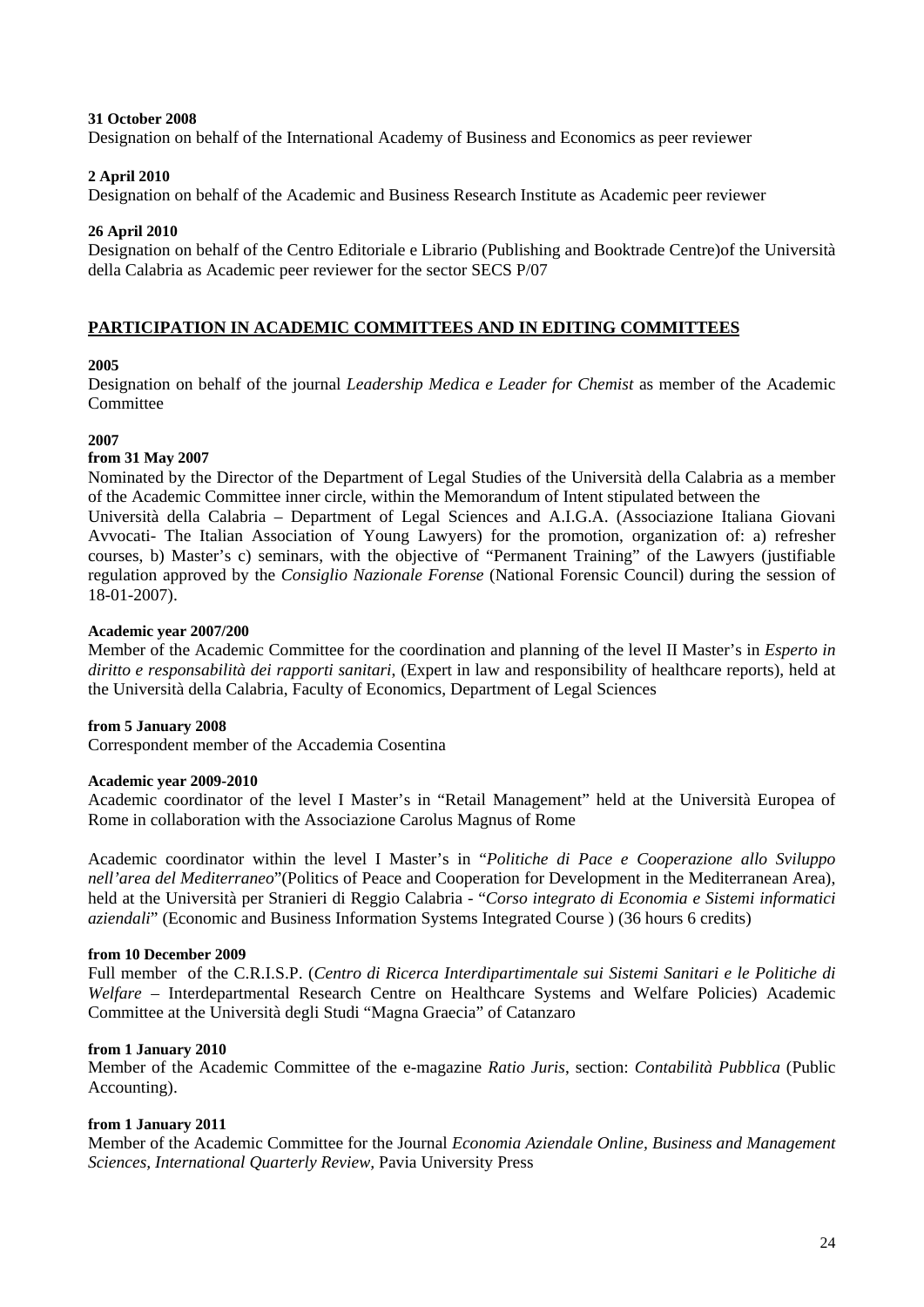**31 October 2008**
Designation on behalf of the International Academy of Business and Economics as peer reviewer

**2 April 2010**
Designation on behalf of the Academic and Business Research Institute as Academic peer reviewer

**26 April 2010**
Designation on behalf of the Centro Editoriale e Librario (Publishing and Booktrade Centre)of the Università della Calabria as Academic peer reviewer for the sector SECS P/07

## PARTICIPATION IN ACADEMIC COMMITTEES AND IN EDITING COMMITTEES

**2005**
Designation on behalf of the journal *Leadership Medica e Leader for Chemist* as member of the Academic Committee

**2007**
**from 31 May 2007**
Nominated by the Director of the Department of Legal Studies of the Università della Calabria as a member of the Academic Committee inner circle, within the Memorandum of Intent stipulated between the Università della Calabria – Department of Legal Sciences and A.I.G.A. (Associazione Italiana Giovani Avvocati- The Italian Association of Young Lawyers) for the promotion, organization of: a) refresher courses, b) Master's c) seminars, with the objective of "Permanent Training" of the Lawyers (justifiable regulation approved by the *Consiglio Nazionale Forense* (National Forensic Council) during the session of 18-01-2007).

**Academic year 2007/200**
Member of the Academic Committee for the coordination and planning of the level II Master's in *Esperto in diritto e responsabilità dei rapporti sanitari*, (Expert in law and responsibility of healthcare reports), held at the Università della Calabria, Faculty of Economics, Department of Legal Sciences

**from 5 January 2008**
Correspondent member of the Accademia Cosentina

**Academic year 2009-2010**
Academic coordinator of the level I Master's in "Retail Management" held at the Università Europea of Rome in collaboration with the Associazione Carolus Magnus of Rome

Academic coordinator within the level I Master's in "*Politiche di Pace e Cooperazione allo Sviluppo nell'area del Mediterraneo*"(Politics of Peace and Cooperation for Development in the Mediterranean Area), held at the Università per Stranieri di Reggio Calabria - "*Corso integrato di Economia e Sistemi informatici aziendali*" (Economic and Business Information Systems Integrated Course ) (36 hours 6 credits)

**from 10 December 2009**
Full member of the C.R.I.S.P. (*Centro di Ricerca Interdipartimentale sui Sistemi Sanitari e le Politiche di Welfare* – Interdepartmental Research Centre on Healthcare Systems and Welfare Policies) Academic Committee at the Università degli Studi "Magna Graecia" of Catanzaro

**from 1 January 2010**
Member of the Academic Committee of the e-magazine *Ratio Juris*, section: *Contabilità Pubblica* (Public Accounting).

**from 1 January 2011**
Member of the Academic Committee for the Journal *Economia Aziendale Online, Business and Management Sciences, International Quarterly Review*, Pavia University Press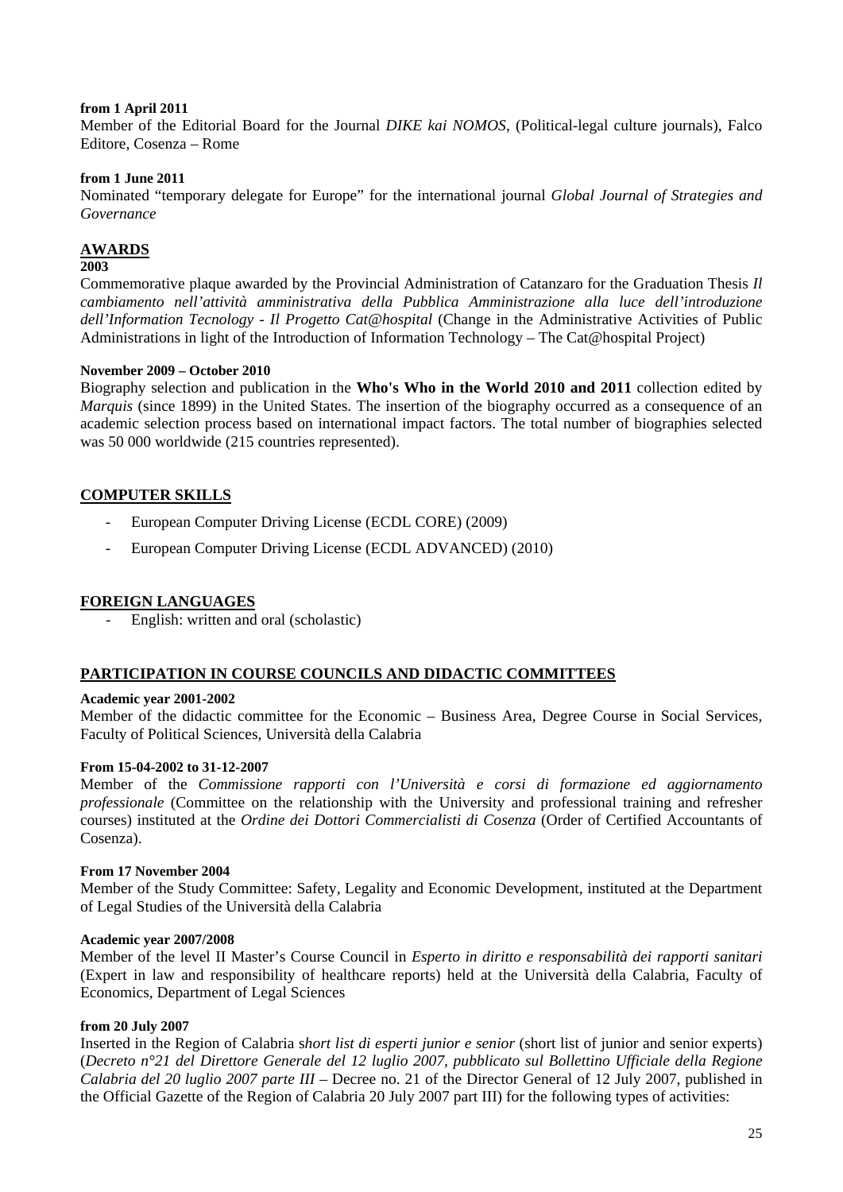**from 1 April 2011**

Member of the Editorial Board for the Journal *DIKE kai NOMOS*, (Political-legal culture journals), Falco Editore, Cosenza – Rome

**from 1 June 2011**

Nominated "temporary delegate for Europe" for the international journal *Global Journal of Strategies and Governance*

## AWARDS

**2003**

Commemorative plaque awarded by the Provincial Administration of Catanzaro for the Graduation Thesis *Il cambiamento nell'attività amministrativa della Pubblica Amministrazione alla luce dell'introduzione dell'Information Tecnology - Il Progetto Cat@hospital* (Change in the Administrative Activities of Public Administrations in light of the Introduction of Information Technology – The Cat@hospital Project)

**November 2009 – October 2010**

Biography selection and publication in the **Who's Who in the World 2010 and 2011** collection edited by *Marquis* (since 1899) in the United States. The insertion of the biography occurred as a consequence of an academic selection process based on international impact factors. The total number of biographies selected was 50 000 worldwide (215 countries represented).

## COMPUTER SKILLS

- European Computer Driving License (ECDL CORE) (2009)
- European Computer Driving License (ECDL ADVANCED) (2010)

## FOREIGN LANGUAGES

- English: written and oral (scholastic)

## PARTICIPATION IN COURSE COUNCILS AND DIDACTIC COMMITTEES

**Academic year 2001-2002**

Member of the didactic committee for the Economic – Business Area, Degree Course in Social Services, Faculty of Political Sciences, Università della Calabria

**From 15-04-2002 to 31-12-2007**

Member of the *Commissione rapporti con l'Università e corsi di formazione ed aggiornamento professionale* (Committee on the relationship with the University and professional training and refresher courses) instituted at the *Ordine dei Dottori Commercialisti di Cosenza* (Order of Certified Accountants of Cosenza).

**From 17 November 2004**

Member of the Study Committee: Safety, Legality and Economic Development, instituted at the Department of Legal Studies of the Università della Calabria

**Academic year 2007/2008**

Member of the level II Master's Course Council in *Esperto in diritto e responsabilità dei rapporti sanitari* (Expert in law and responsibility of healthcare reports) held at the Università della Calabria, Faculty of Economics, Department of Legal Sciences

**from 20 July 2007**

Inserted in the Region of Calabria s*hort list di esperti junior e senior* (short list of junior and senior experts) (*Decreto n°21 del Direttore Generale del 12 luglio 2007, pubblicato sul Bollettino Ufficiale della Regione Calabria del 20 luglio 2007 parte III* – Decree no. 21 of the Director General of 12 July 2007, published in the Official Gazette of the Region of Calabria 20 July 2007 part III) for the following types of activities: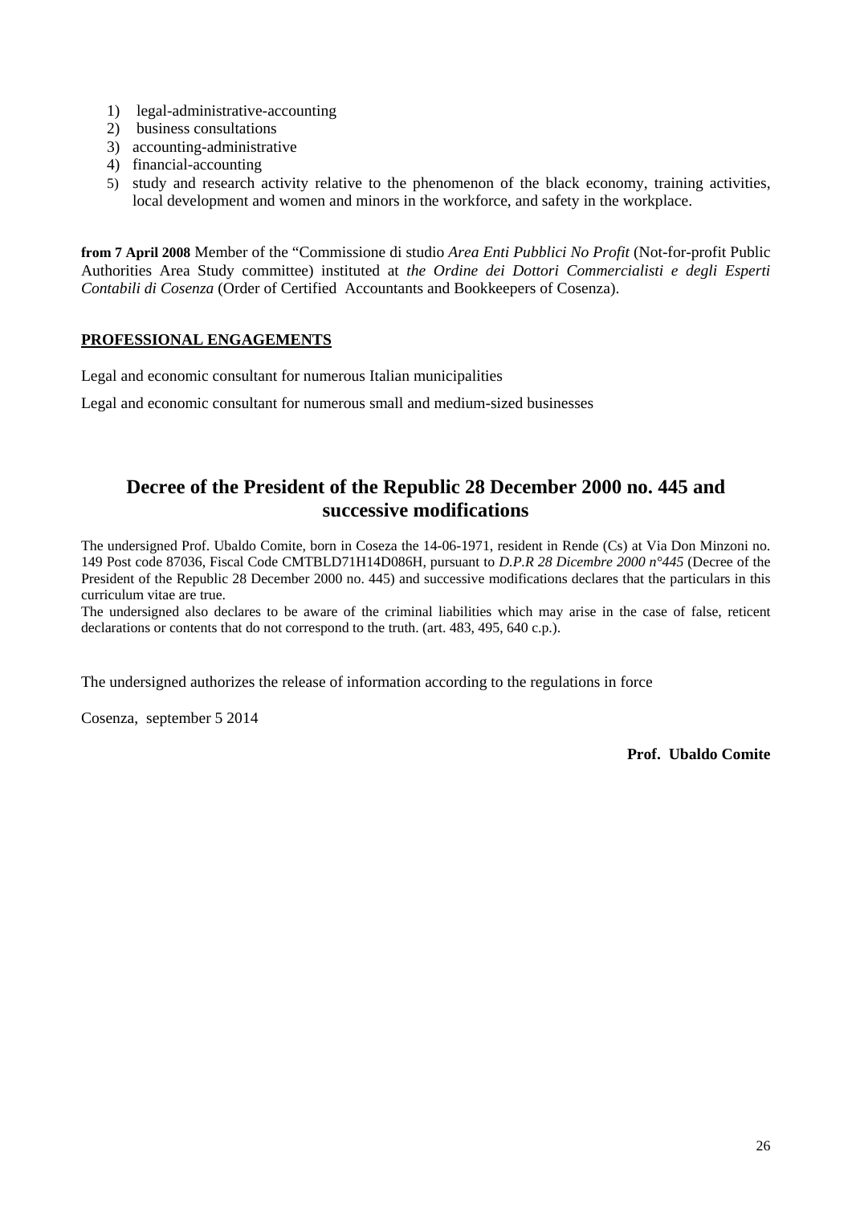1) legal-administrative-accounting
2) business consultations
3) accounting-administrative
4) financial-accounting
5) study and research activity relative to the phenomenon of the black economy, training activities, local development and women and minors in the workforce, and safety in the workplace.

**from 7 April 2008** Member of the "Commissione di studio *Area Enti Pubblici No Profit* (Not-for-profit Public Authorities Area Study committee) instituted at *the Ordine dei Dottori Commercialisti e degli Esperti Contabili di Cosenza* (Order of Certified Accountants and Bookkeepers of Cosenza).

**PROFESSIONAL ENGAGEMENTS**

Legal and economic consultant for numerous Italian municipalities

Legal and economic consultant for numerous small and medium-sized businesses

## Decree of the President of the Republic 28 December 2000 no. 445 and successive modifications

The undersigned Prof. Ubaldo Comite, born in Coseza the 14-06-1971, resident in Rende (Cs) at Via Don Minzoni no. 149 Post code 87036, Fiscal Code CMTBLD71H14D086H, pursuant to *D.P.R 28 Dicembre 2000 n°445* (Decree of the President of the Republic 28 December 2000 no. 445) and successive modifications declares that the particulars in this curriculum vitae are true.

The undersigned also declares to be aware of the criminal liabilities which may arise in the case of false, reticent declarations or contents that do not correspond to the truth. (art. 483, 495, 640 c.p.).

The undersigned authorizes the release of information according to the regulations in force

Cosenza, september 5 2014

**Prof. Ubaldo Comite**